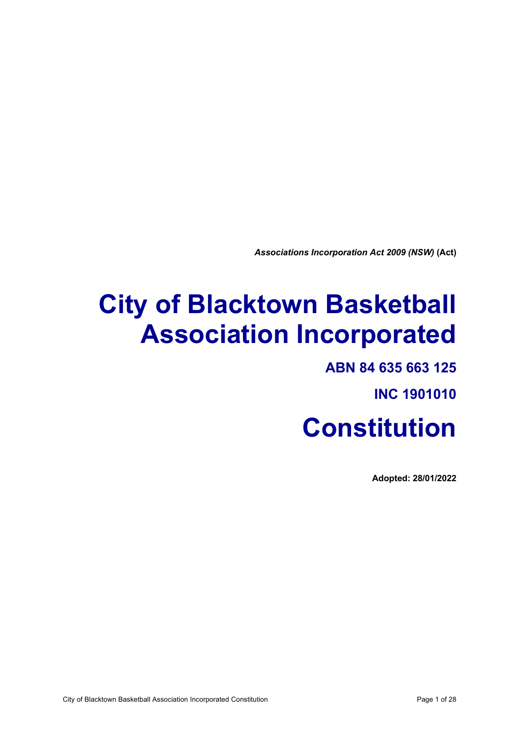***Associations Incorporation Act 2009 (NSW)* (Act)**

# City of Blacktown Basketball Association Incorporated

## ABN 84 635 663 125

## INC 1901010

# Constitution

**Adopted: 28/01/2022**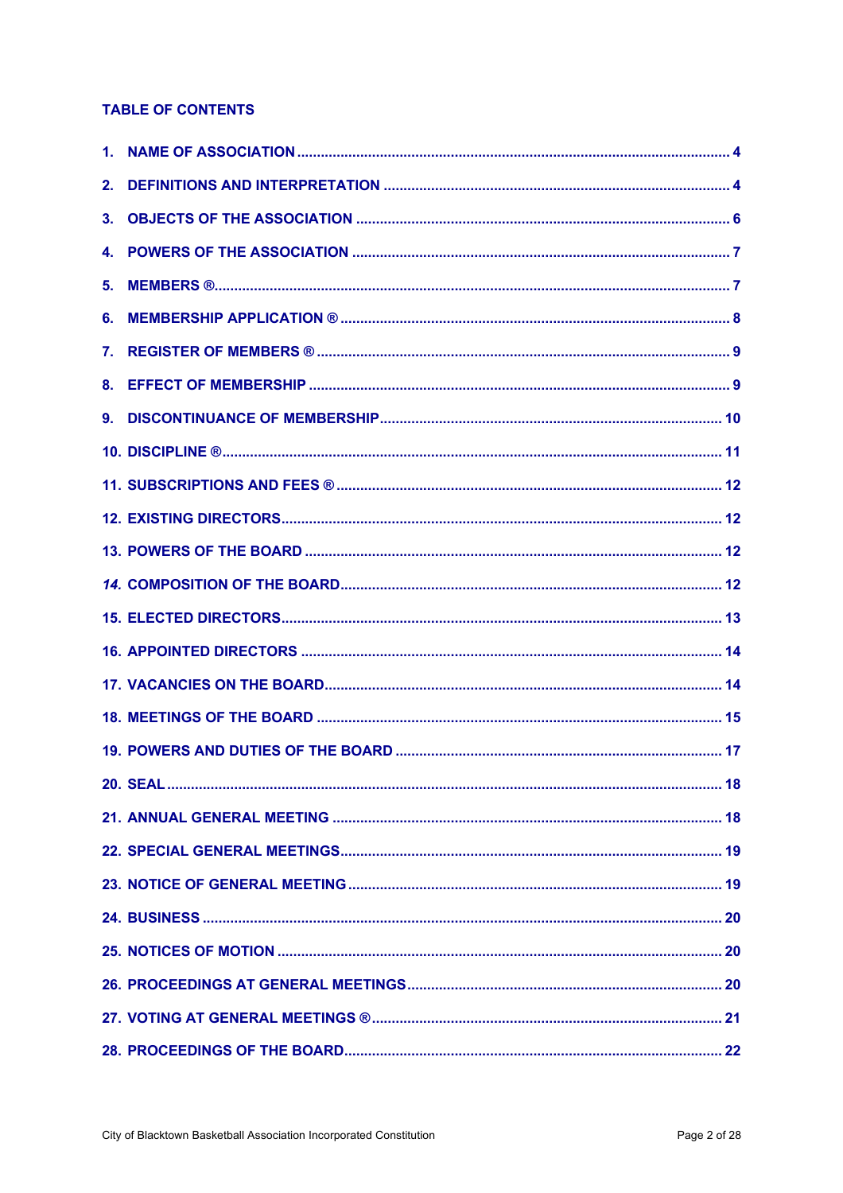## TABLE OF CONTENTS

1. NAME OF ASSOCIATION ........................................ 4
2. DEFINITIONS AND INTERPRETATION ........................................ 4
3. OBJECTS OF THE ASSOCIATION ........................................ 6
4. POWERS OF THE ASSOCIATION ........................................ 7
5. MEMBERS ®........................................ 7
6. MEMBERSHIP APPLICATION ® ........................................ 8
7. REGISTER OF MEMBERS ® ........................................ 9
8. EFFECT OF MEMBERSHIP ........................................ 9
9. DISCONTINUANCE OF MEMBERSHIP........................................ 10
10. DISCIPLINE ®........................................ 11
11. SUBSCRIPTIONS AND FEES ® ........................................ 12
12. EXISTING DIRECTORS........................................ 12
13. POWERS OF THE BOARD ........................................ 12
14. COMPOSITION OF THE BOARD........................................ 12
15. ELECTED DIRECTORS........................................ 13
16. APPOINTED DIRECTORS ........................................ 14
17. VACANCIES ON THE BOARD........................................ 14
18. MEETINGS OF THE BOARD ........................................ 15
19. POWERS AND DUTIES OF THE BOARD ........................................ 17
20. SEAL ........................................ 18
21. ANNUAL GENERAL MEETING ........................................ 18
22. SPECIAL GENERAL MEETINGS........................................ 19
23. NOTICE OF GENERAL MEETING ........................................ 19
24. BUSINESS ........................................ 20
25. NOTICES OF MOTION ........................................ 20
26. PROCEEDINGS AT GENERAL MEETINGS........................................ 20
27. VOTING AT GENERAL MEETINGS ®........................................ 21
28. PROCEEDINGS OF THE BOARD........................................ 22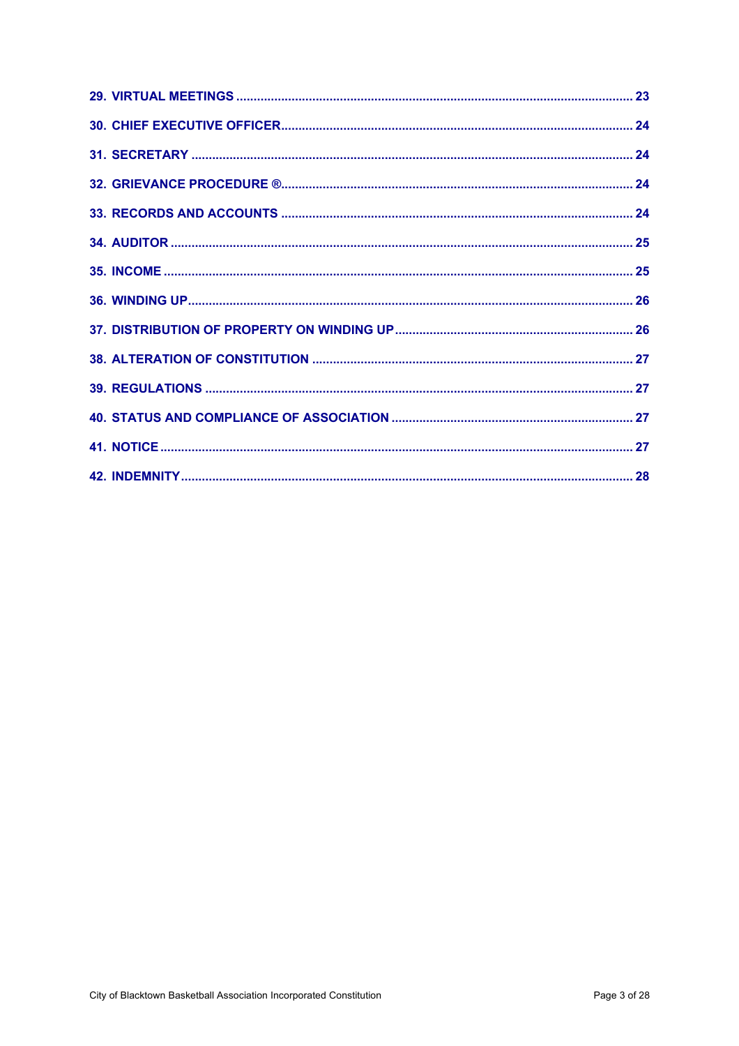29. VIRTUAL MEETINGS ........................................................................................................ 23

30. CHIEF EXECUTIVE OFFICER............................................................................................. 24

31. SECRETARY ...................................................................................................................... 24

32. GRIEVANCE PROCEDURE ®............................................................................................. 24

33. RECORDS AND ACCOUNTS ............................................................................................. 24

34. AUDITOR ........................................................................................................................... 25

35. INCOME ............................................................................................................................. 25

36. WINDING UP...................................................................................................................... 26

37. DISTRIBUTION OF PROPERTY ON WINDING UP............................................................. 26

38. ALTERATION OF CONSTITUTION .................................................................................... 27

39. REGULATIONS .................................................................................................................. 27

40. STATUS AND COMPLIANCE OF ASSOCIATION ............................................................... 27

41. NOTICE .............................................................................................................................. 27

42. INDEMNITY......................................................................................................................... 28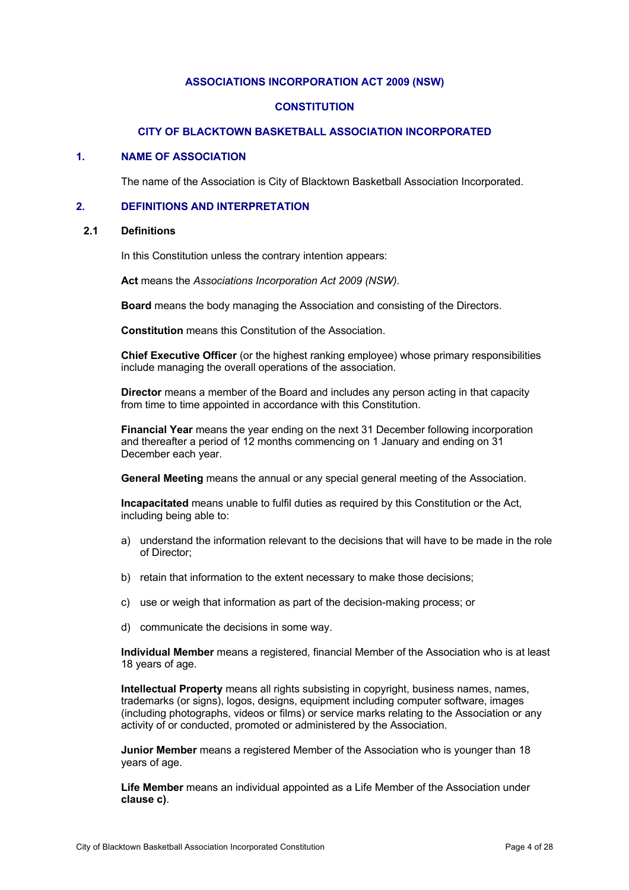**ASSOCIATIONS INCORPORATION ACT 2009 (NSW)**

**CONSTITUTION**

**CITY OF BLACKTOWN BASKETBALL ASSOCIATION INCORPORATED**

## 1. NAME OF ASSOCIATION

The name of the Association is City of Blacktown Basketball Association Incorporated.

## 2. DEFINITIONS AND INTERPRETATION

### 2.1 Definitions

In this Constitution unless the contrary intention appears:

**Act** means the *Associations Incorporation Act 2009 (NSW)*.

**Board** means the body managing the Association and consisting of the Directors.

**Constitution** means this Constitution of the Association.

**Chief Executive Officer** (or the highest ranking employee) whose primary responsibilities include managing the overall operations of the association.

**Director** means a member of the Board and includes any person acting in that capacity from time to time appointed in accordance with this Constitution.

**Financial Year** means the year ending on the next 31 December following incorporation and thereafter a period of 12 months commencing on 1 January and ending on 31 December each year.

**General Meeting** means the annual or any special general meeting of the Association.

**Incapacitated** means unable to fulfil duties as required by this Constitution or the Act, including being able to:

a) understand the information relevant to the decisions that will have to be made in the role of Director;

b) retain that information to the extent necessary to make those decisions;

c) use or weigh that information as part of the decision-making process; or

d) communicate the decisions in some way.

**Individual Member** means a registered, financial Member of the Association who is at least 18 years of age.

**Intellectual Property** means all rights subsisting in copyright, business names, names, trademarks (or signs), logos, designs, equipment including computer software, images (including photographs, videos or films) or service marks relating to the Association or any activity of or conducted, promoted or administered by the Association.

**Junior Member** means a registered Member of the Association who is younger than 18 years of age.

**Life Member** means an individual appointed as a Life Member of the Association under **clause c)**.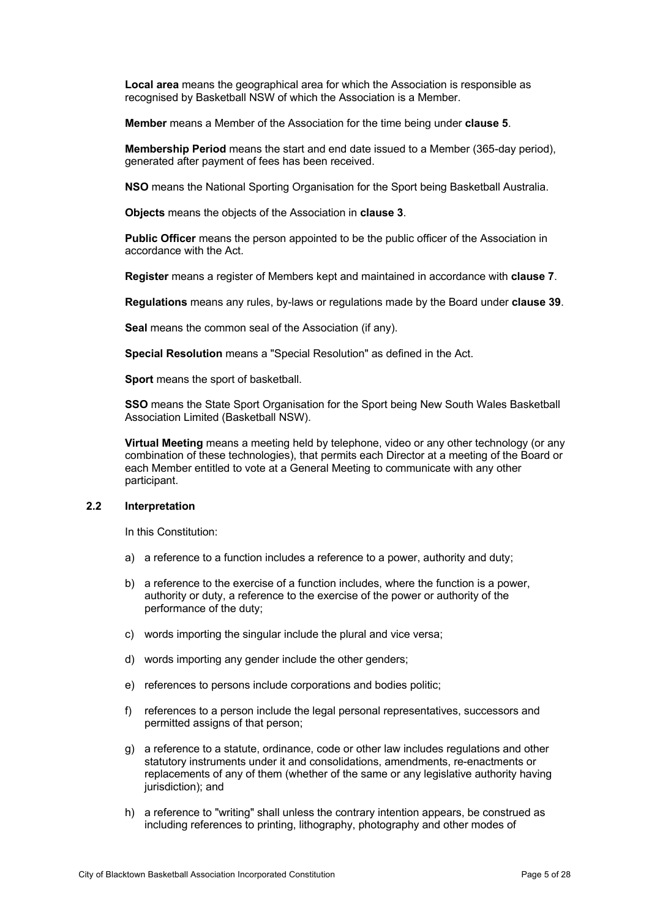**Local area** means the geographical area for which the Association is responsible as recognised by Basketball NSW of which the Association is a Member.

**Member** means a Member of the Association for the time being under **clause 5**.

**Membership Period** means the start and end date issued to a Member (365-day period), generated after payment of fees has been received.

**NSO** means the National Sporting Organisation for the Sport being Basketball Australia.

**Objects** means the objects of the Association in **clause 3**.

**Public Officer** means the person appointed to be the public officer of the Association in accordance with the Act.

**Register** means a register of Members kept and maintained in accordance with **clause 7**.

**Regulations** means any rules, by-laws or regulations made by the Board under **clause 39**.

**Seal** means the common seal of the Association (if any).

**Special Resolution** means a "Special Resolution" as defined in the Act.

**Sport** means the sport of basketball.

**SSO** means the State Sport Organisation for the Sport being New South Wales Basketball Association Limited (Basketball NSW).

**Virtual Meeting** means a meeting held by telephone, video or any other technology (or any combination of these technologies), that permits each Director at a meeting of the Board or each Member entitled to vote at a General Meeting to communicate with any other participant.

### 2.2 Interpretation

In this Constitution:

a) a reference to a function includes a reference to a power, authority and duty;

b) a reference to the exercise of a function includes, where the function is a power, authority or duty, a reference to the exercise of the power or authority of the performance of the duty;

c) words importing the singular include the plural and vice versa;

d) words importing any gender include the other genders;

e) references to persons include corporations and bodies politic;

f) references to a person include the legal personal representatives, successors and permitted assigns of that person;

g) a reference to a statute, ordinance, code or other law includes regulations and other statutory instruments under it and consolidations, amendments, re-enactments or replacements of any of them (whether of the same or any legislative authority having jurisdiction); and

h) a reference to "writing" shall unless the contrary intention appears, be construed as including references to printing, lithography, photography and other modes of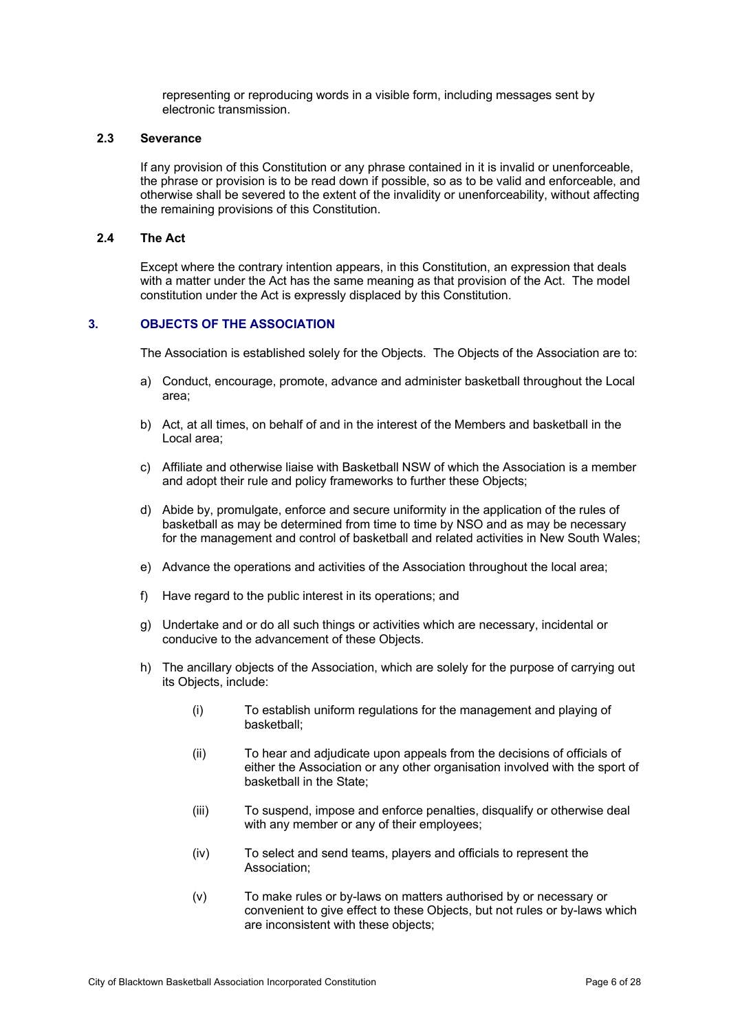representing or reproducing words in a visible form, including messages sent by electronic transmission.

### 2.3 Severance

If any provision of this Constitution or any phrase contained in it is invalid or unenforceable, the phrase or provision is to be read down if possible, so as to be valid and enforceable, and otherwise shall be severed to the extent of the invalidity or unenforceability, without affecting the remaining provisions of this Constitution.

### 2.4 The Act

Except where the contrary intention appears, in this Constitution, an expression that deals with a matter under the Act has the same meaning as that provision of the Act. The model constitution under the Act is expressly displaced by this Constitution.

## 3. OBJECTS OF THE ASSOCIATION

The Association is established solely for the Objects. The Objects of the Association are to:

a) Conduct, encourage, promote, advance and administer basketball throughout the Local area;

b) Act, at all times, on behalf of and in the interest of the Members and basketball in the Local area;

c) Affiliate and otherwise liaise with Basketball NSW of which the Association is a member and adopt their rule and policy frameworks to further these Objects;

d) Abide by, promulgate, enforce and secure uniformity in the application of the rules of basketball as may be determined from time to time by NSO and as may be necessary for the management and control of basketball and related activities in New South Wales;

e) Advance the operations and activities of the Association throughout the local area;

f) Have regard to the public interest in its operations; and

g) Undertake and or do all such things or activities which are necessary, incidental or conducive to the advancement of these Objects.

h) The ancillary objects of the Association, which are solely for the purpose of carrying out its Objects, include:

   (i) To establish uniform regulations for the management and playing of basketball;

   (ii) To hear and adjudicate upon appeals from the decisions of officials of either the Association or any other organisation involved with the sport of basketball in the State;

   (iii) To suspend, impose and enforce penalties, disqualify or otherwise deal with any member or any of their employees;

   (iv) To select and send teams, players and officials to represent the Association;

   (v) To make rules or by-laws on matters authorised by or necessary or convenient to give effect to these Objects, but not rules or by-laws which are inconsistent with these objects;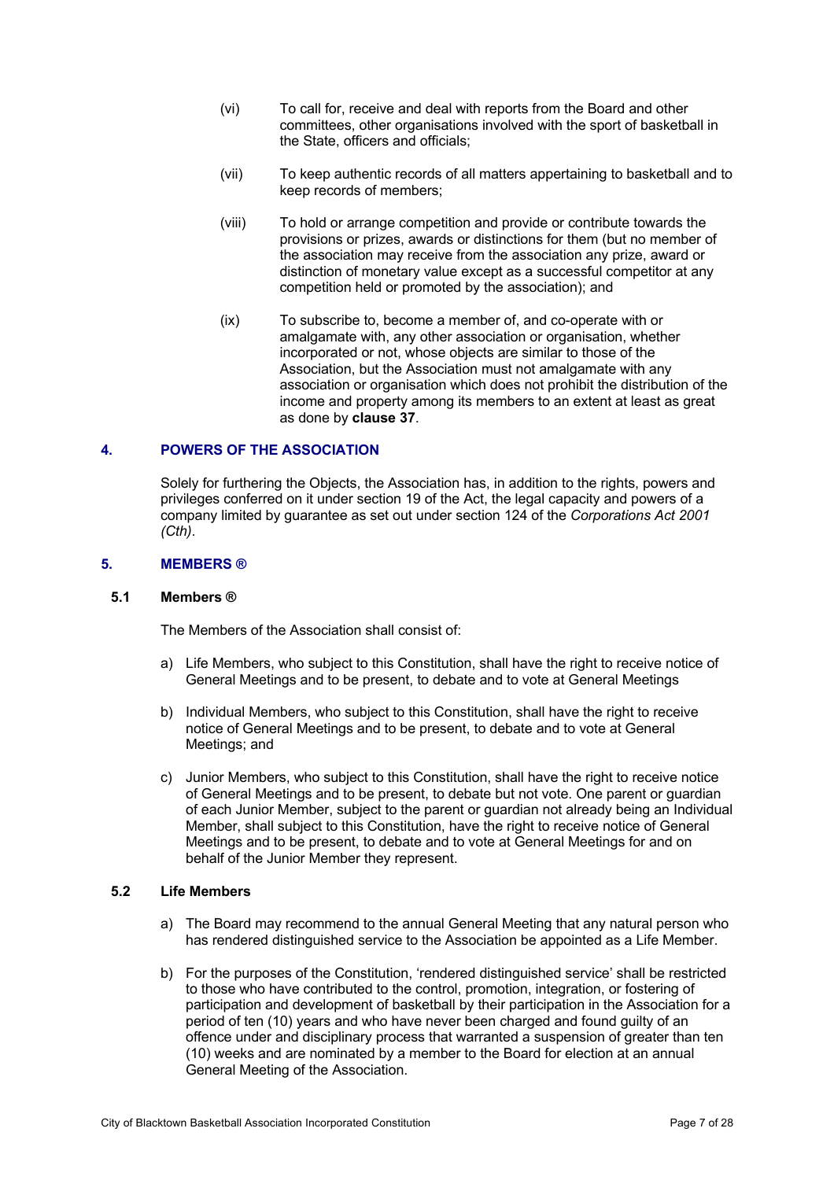(vi) To call for, receive and deal with reports from the Board and other committees, other organisations involved with the sport of basketball in the State, officers and officials;

(vii) To keep authentic records of all matters appertaining to basketball and to keep records of members;

(viii) To hold or arrange competition and provide or contribute towards the provisions or prizes, awards or distinctions for them (but no member of the association may receive from the association any prize, award or distinction of monetary value except as a successful competitor at any competition held or promoted by the association); and

(ix) To subscribe to, become a member of, and co-operate with or amalgamate with, any other association or organisation, whether incorporated or not, whose objects are similar to those of the Association, but the Association must not amalgamate with any association or organisation which does not prohibit the distribution of the income and property among its members to an extent at least as great as done by **clause 37**.

## 4. POWERS OF THE ASSOCIATION

Solely for furthering the Objects, the Association has, in addition to the rights, powers and privileges conferred on it under section 19 of the Act, the legal capacity and powers of a company limited by guarantee as set out under section 124 of the *Corporations Act 2001 (Cth)*.

## 5. MEMBERS ®

### 5.1 Members ®

The Members of the Association shall consist of:

a) Life Members, who subject to this Constitution, shall have the right to receive notice of General Meetings and to be present, to debate and to vote at General Meetings

b) Individual Members, who subject to this Constitution, shall have the right to receive notice of General Meetings and to be present, to debate and to vote at General Meetings; and

c) Junior Members, who subject to this Constitution, shall have the right to receive notice of General Meetings and to be present, to debate but not vote. One parent or guardian of each Junior Member, subject to the parent or guardian not already being an Individual Member, shall subject to this Constitution, have the right to receive notice of General Meetings and to be present, to debate and to vote at General Meetings for and on behalf of the Junior Member they represent.

### 5.2 Life Members

a) The Board may recommend to the annual General Meeting that any natural person who has rendered distinguished service to the Association be appointed as a Life Member.

b) For the purposes of the Constitution, 'rendered distinguished service' shall be restricted to those who have contributed to the control, promotion, integration, or fostering of participation and development of basketball by their participation in the Association for a period of ten (10) years and who have never been charged and found guilty of an offence under and disciplinary process that warranted a suspension of greater than ten (10) weeks and are nominated by a member to the Board for election at an annual General Meeting of the Association.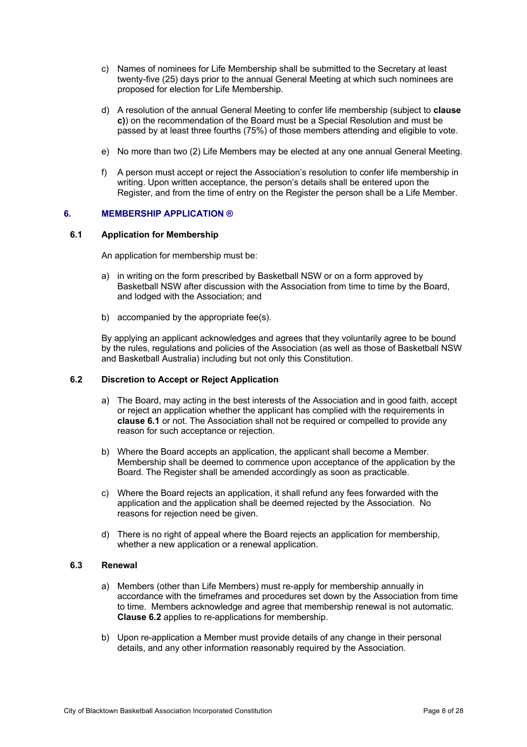c) Names of nominees for Life Membership shall be submitted to the Secretary at least twenty-five (25) days prior to the annual General Meeting at which such nominees are proposed for election for Life Membership.

d) A resolution of the annual General Meeting to confer life membership (subject to **clause c)**) on the recommendation of the Board must be a Special Resolution and must be passed by at least three fourths (75%) of those members attending and eligible to vote.

e) No more than two (2) Life Members may be elected at any one annual General Meeting.

f) A person must accept or reject the Association's resolution to confer life membership in writing. Upon written acceptance, the person's details shall be entered upon the Register, and from the time of entry on the Register the person shall be a Life Member.

## 6. MEMBERSHIP APPLICATION ®

### 6.1 Application for Membership

An application for membership must be:

a) in writing on the form prescribed by Basketball NSW or on a form approved by Basketball NSW after discussion with the Association from time to time by the Board, and lodged with the Association; and

b) accompanied by the appropriate fee(s).

By applying an applicant acknowledges and agrees that they voluntarily agree to be bound by the rules, regulations and policies of the Association (as well as those of Basketball NSW and Basketball Australia) including but not only this Constitution.

### 6.2 Discretion to Accept or Reject Application

a) The Board, may acting in the best interests of the Association and in good faith, accept or reject an application whether the applicant has complied with the requirements in **clause 6.1** or not. The Association shall not be required or compelled to provide any reason for such acceptance or rejection.

b) Where the Board accepts an application, the applicant shall become a Member. Membership shall be deemed to commence upon acceptance of the application by the Board. The Register shall be amended accordingly as soon as practicable.

c) Where the Board rejects an application, it shall refund any fees forwarded with the application and the application shall be deemed rejected by the Association. No reasons for rejection need be given.

d) There is no right of appeal where the Board rejects an application for membership, whether a new application or a renewal application.

### 6.3 Renewal

a) Members (other than Life Members) must re-apply for membership annually in accordance with the timeframes and procedures set down by the Association from time to time. Members acknowledge and agree that membership renewal is not automatic. **Clause 6.2** applies to re-applications for membership.

b) Upon re-application a Member must provide details of any change in their personal details, and any other information reasonably required by the Association.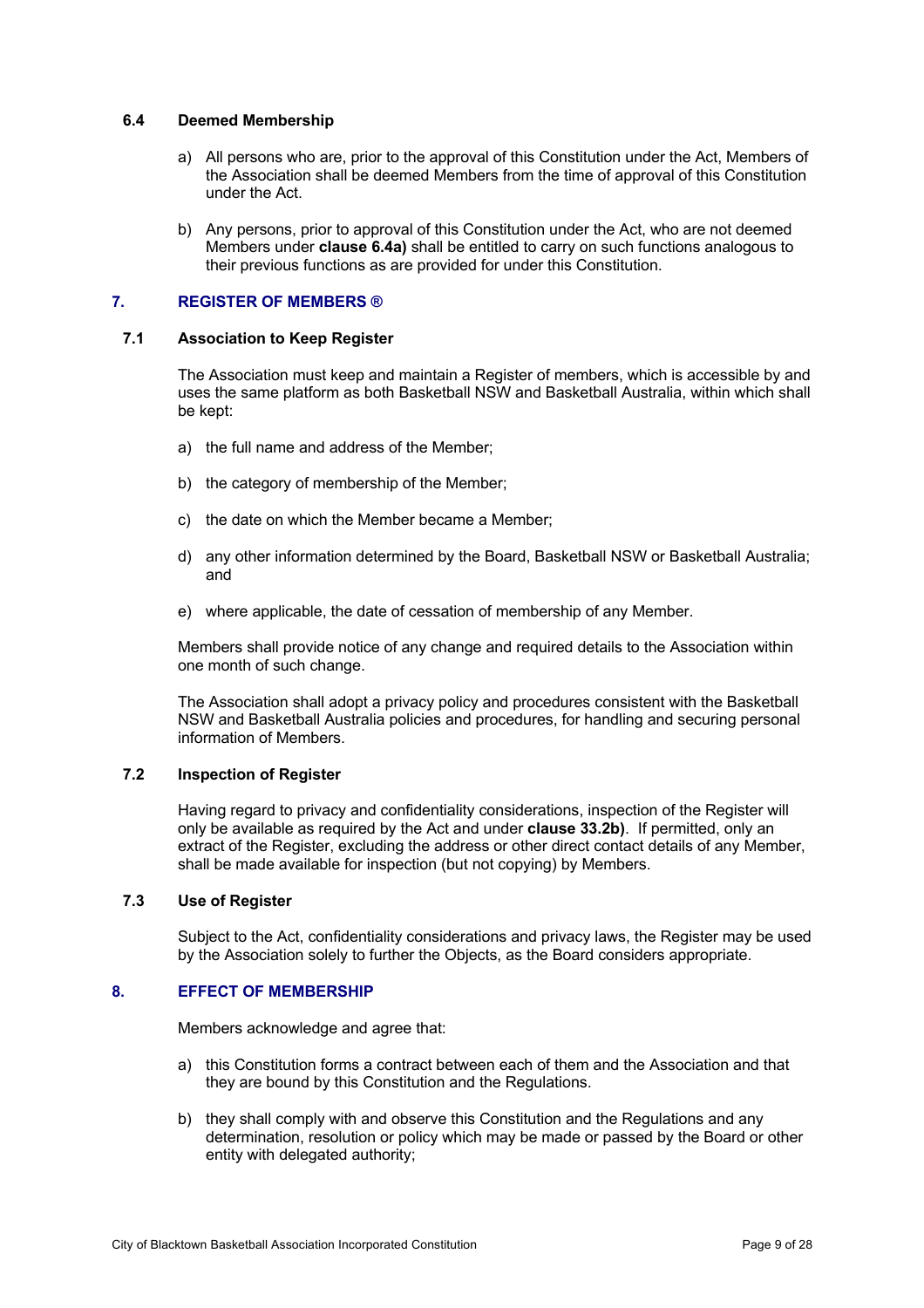### 6.4 Deemed Membership

a) All persons who are, prior to the approval of this Constitution under the Act, Members of the Association shall be deemed Members from the time of approval of this Constitution under the Act.

b) Any persons, prior to approval of this Constitution under the Act, who are not deemed Members under **clause 6.4a)** shall be entitled to carry on such functions analogous to their previous functions as are provided for under this Constitution.

## 7. REGISTER OF MEMBERS ®

### 7.1 Association to Keep Register

The Association must keep and maintain a Register of members, which is accessible by and uses the same platform as both Basketball NSW and Basketball Australia, within which shall be kept:

a) the full name and address of the Member;

b) the category of membership of the Member;

c) the date on which the Member became a Member;

d) any other information determined by the Board, Basketball NSW or Basketball Australia; and

e) where applicable, the date of cessation of membership of any Member.

Members shall provide notice of any change and required details to the Association within one month of such change.

The Association shall adopt a privacy policy and procedures consistent with the Basketball NSW and Basketball Australia policies and procedures, for handling and securing personal information of Members.

### 7.2 Inspection of Register

Having regard to privacy and confidentiality considerations, inspection of the Register will only be available as required by the Act and under **clause 33.2b)**. If permitted, only an extract of the Register, excluding the address or other direct contact details of any Member, shall be made available for inspection (but not copying) by Members.

### 7.3 Use of Register

Subject to the Act, confidentiality considerations and privacy laws, the Register may be used by the Association solely to further the Objects, as the Board considers appropriate.

## 8. EFFECT OF MEMBERSHIP

Members acknowledge and agree that:

a) this Constitution forms a contract between each of them and the Association and that they are bound by this Constitution and the Regulations.

b) they shall comply with and observe this Constitution and the Regulations and any determination, resolution or policy which may be made or passed by the Board or other entity with delegated authority;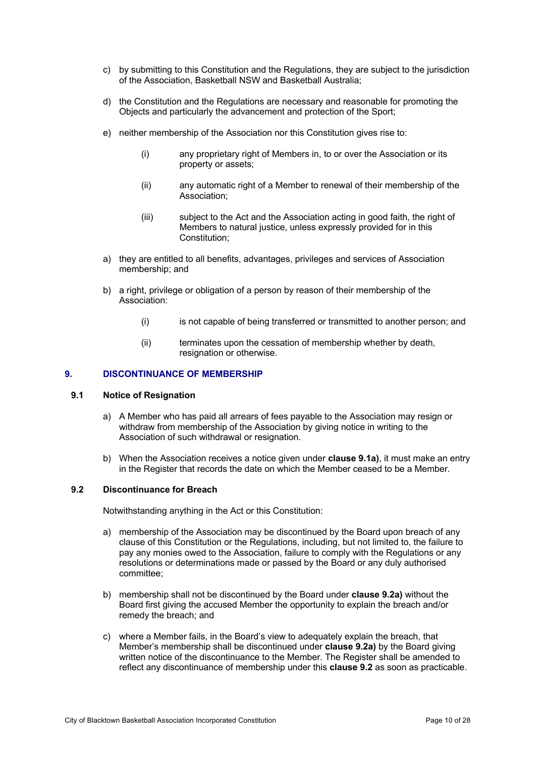c) by submitting to this Constitution and the Regulations, they are subject to the jurisdiction of the Association, Basketball NSW and Basketball Australia;

d) the Constitution and the Regulations are necessary and reasonable for promoting the Objects and particularly the advancement and protection of the Sport;

e) neither membership of the Association nor this Constitution gives rise to:

   (i) any proprietary right of Members in, to or over the Association or its property or assets;

   (ii) any automatic right of a Member to renewal of their membership of the Association;

   (iii) subject to the Act and the Association acting in good faith, the right of Members to natural justice, unless expressly provided for in this Constitution;

a) they are entitled to all benefits, advantages, privileges and services of Association membership; and

b) a right, privilege or obligation of a person by reason of their membership of the Association:

   (i) is not capable of being transferred or transmitted to another person; and

   (ii) terminates upon the cessation of membership whether by death, resignation or otherwise.

## 9. DISCONTINUANCE OF MEMBERSHIP

### 9.1 Notice of Resignation

a) A Member who has paid all arrears of fees payable to the Association may resign or withdraw from membership of the Association by giving notice in writing to the Association of such withdrawal or resignation.

b) When the Association receives a notice given under **clause 9.1a)**, it must make an entry in the Register that records the date on which the Member ceased to be a Member.

### 9.2 Discontinuance for Breach

Notwithstanding anything in the Act or this Constitution:

a) membership of the Association may be discontinued by the Board upon breach of any clause of this Constitution or the Regulations, including, but not limited to, the failure to pay any monies owed to the Association, failure to comply with the Regulations or any resolutions or determinations made or passed by the Board or any duly authorised committee;

b) membership shall not be discontinued by the Board under **clause 9.2a)** without the Board first giving the accused Member the opportunity to explain the breach and/or remedy the breach; and

c) where a Member fails, in the Board's view to adequately explain the breach, that Member's membership shall be discontinued under **clause 9.2a)** by the Board giving written notice of the discontinuance to the Member. The Register shall be amended to reflect any discontinuance of membership under this **clause 9.2** as soon as practicable.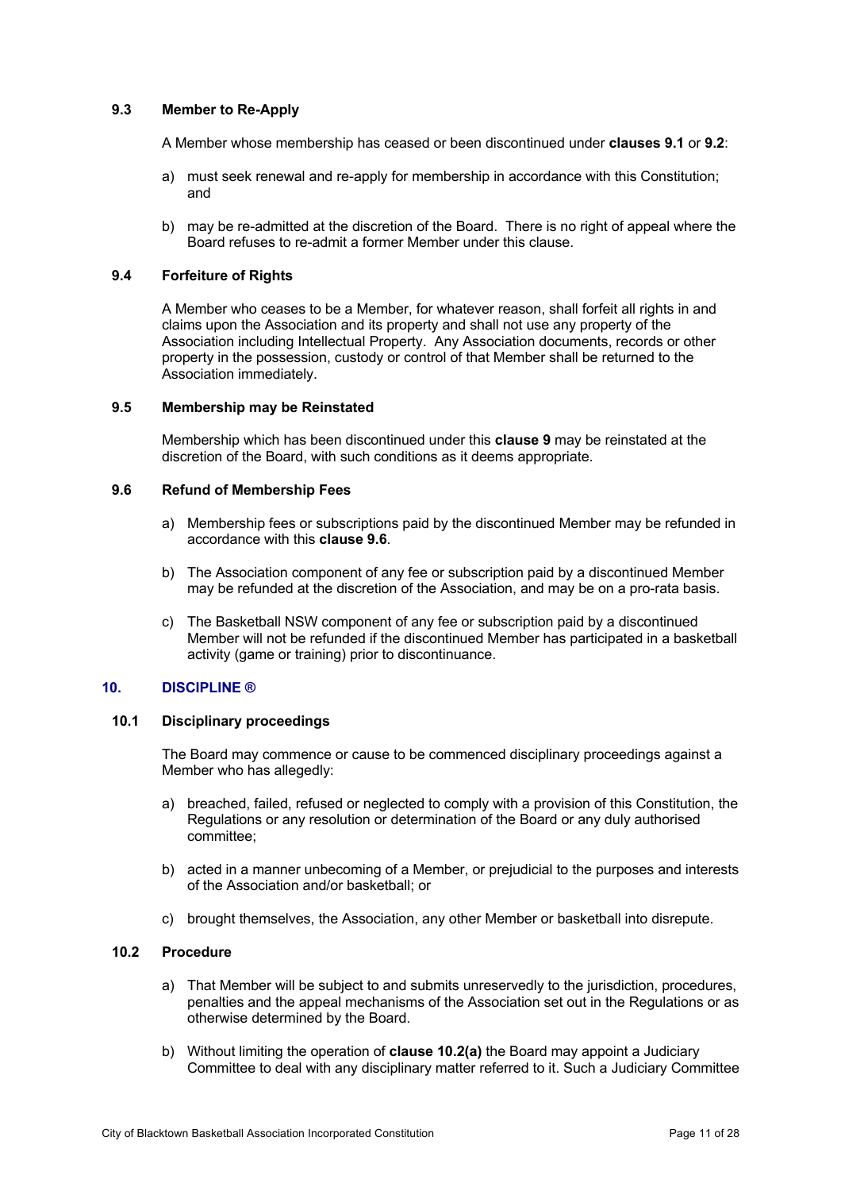### 9.3 Member to Re-Apply

A Member whose membership has ceased or been discontinued under **clauses 9.1** or **9.2**:

a) must seek renewal and re-apply for membership in accordance with this Constitution; and

b) may be re-admitted at the discretion of the Board. There is no right of appeal where the Board refuses to re-admit a former Member under this clause.

### 9.4 Forfeiture of Rights

A Member who ceases to be a Member, for whatever reason, shall forfeit all rights in and claims upon the Association and its property and shall not use any property of the Association including Intellectual Property. Any Association documents, records or other property in the possession, custody or control of that Member shall be returned to the Association immediately.

### 9.5 Membership may be Reinstated

Membership which has been discontinued under this **clause 9** may be reinstated at the discretion of the Board, with such conditions as it deems appropriate.

### 9.6 Refund of Membership Fees

a) Membership fees or subscriptions paid by the discontinued Member may be refunded in accordance with this **clause 9.6**.

b) The Association component of any fee or subscription paid by a discontinued Member may be refunded at the discretion of the Association, and may be on a pro-rata basis.

c) The Basketball NSW component of any fee or subscription paid by a discontinued Member will not be refunded if the discontinued Member has participated in a basketball activity (game or training) prior to discontinuance.

## 10. DISCIPLINE ®

### 10.1 Disciplinary proceedings

The Board may commence or cause to be commenced disciplinary proceedings against a Member who has allegedly:

a) breached, failed, refused or neglected to comply with a provision of this Constitution, the Regulations or any resolution or determination of the Board or any duly authorised committee;

b) acted in a manner unbecoming of a Member, or prejudicial to the purposes and interests of the Association and/or basketball; or

c) brought themselves, the Association, any other Member or basketball into disrepute.

### 10.2 Procedure

a) That Member will be subject to and submits unreservedly to the jurisdiction, procedures, penalties and the appeal mechanisms of the Association set out in the Regulations or as otherwise determined by the Board.

b) Without limiting the operation of **clause 10.2(a)** the Board may appoint a Judiciary Committee to deal with any disciplinary matter referred to it. Such a Judiciary Committee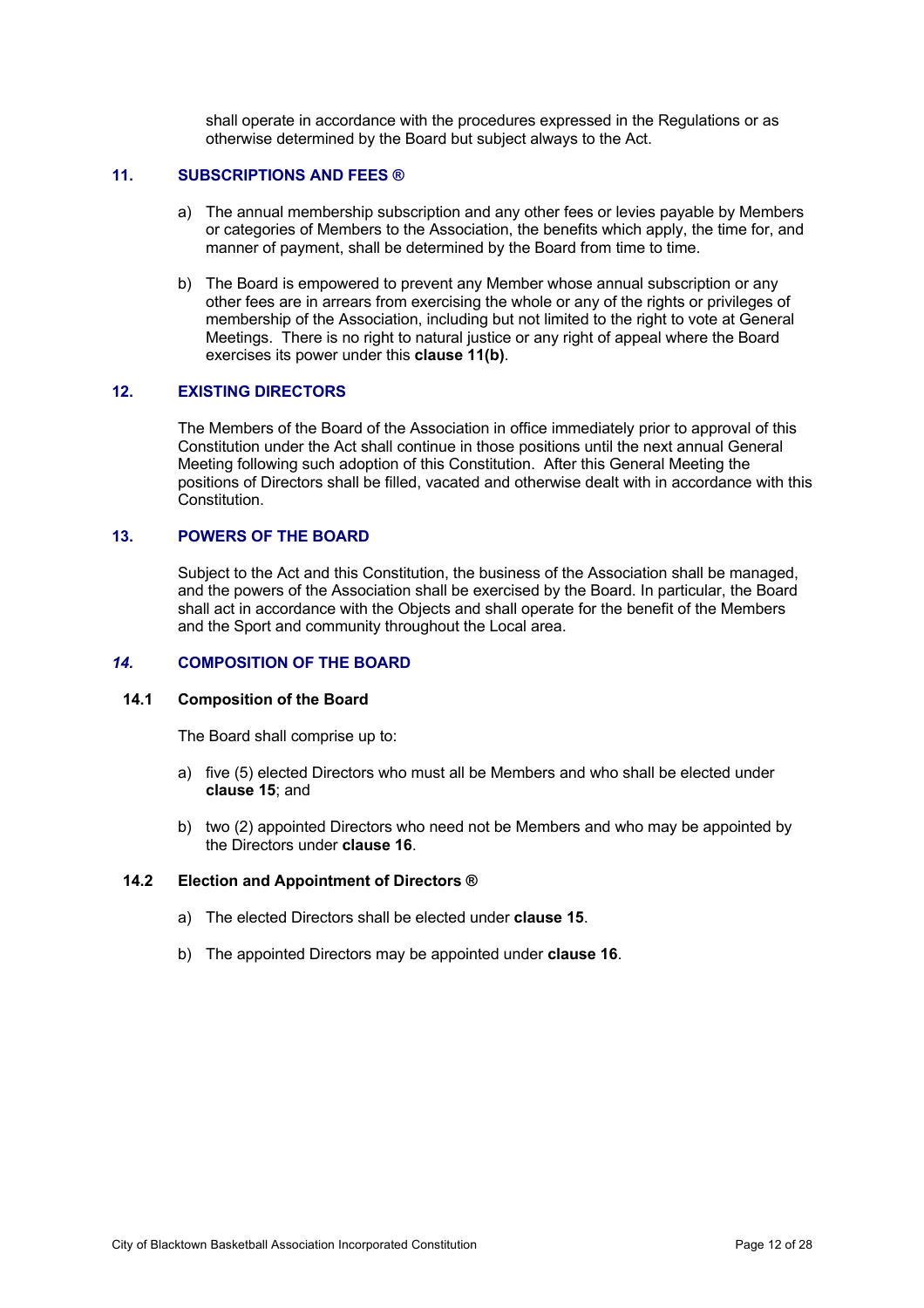shall operate in accordance with the procedures expressed in the Regulations or as otherwise determined by the Board but subject always to the Act.

## 11. SUBSCRIPTIONS AND FEES ®

a) The annual membership subscription and any other fees or levies payable by Members or categories of Members to the Association, the benefits which apply, the time for, and manner of payment, shall be determined by the Board from time to time.

b) The Board is empowered to prevent any Member whose annual subscription or any other fees are in arrears from exercising the whole or any of the rights or privileges of membership of the Association, including but not limited to the right to vote at General Meetings. There is no right to natural justice or any right of appeal where the Board exercises its power under this **clause 11(b)**.

## 12. EXISTING DIRECTORS

The Members of the Board of the Association in office immediately prior to approval of this Constitution under the Act shall continue in those positions until the next annual General Meeting following such adoption of this Constitution. After this General Meeting the positions of Directors shall be filled, vacated and otherwise dealt with in accordance with this Constitution.

## 13. POWERS OF THE BOARD

Subject to the Act and this Constitution, the business of the Association shall be managed, and the powers of the Association shall be exercised by the Board. In particular, the Board shall act in accordance with the Objects and shall operate for the benefit of the Members and the Sport and community throughout the Local area.

## *14.* COMPOSITION OF THE BOARD

### 14.1 Composition of the Board

The Board shall comprise up to:

a) five (5) elected Directors who must all be Members and who shall be elected under **clause 15**; and

b) two (2) appointed Directors who need not be Members and who may be appointed by the Directors under **clause 16**.

### 14.2 Election and Appointment of Directors ®

a) The elected Directors shall be elected under **clause 15**.

b) The appointed Directors may be appointed under **clause 16**.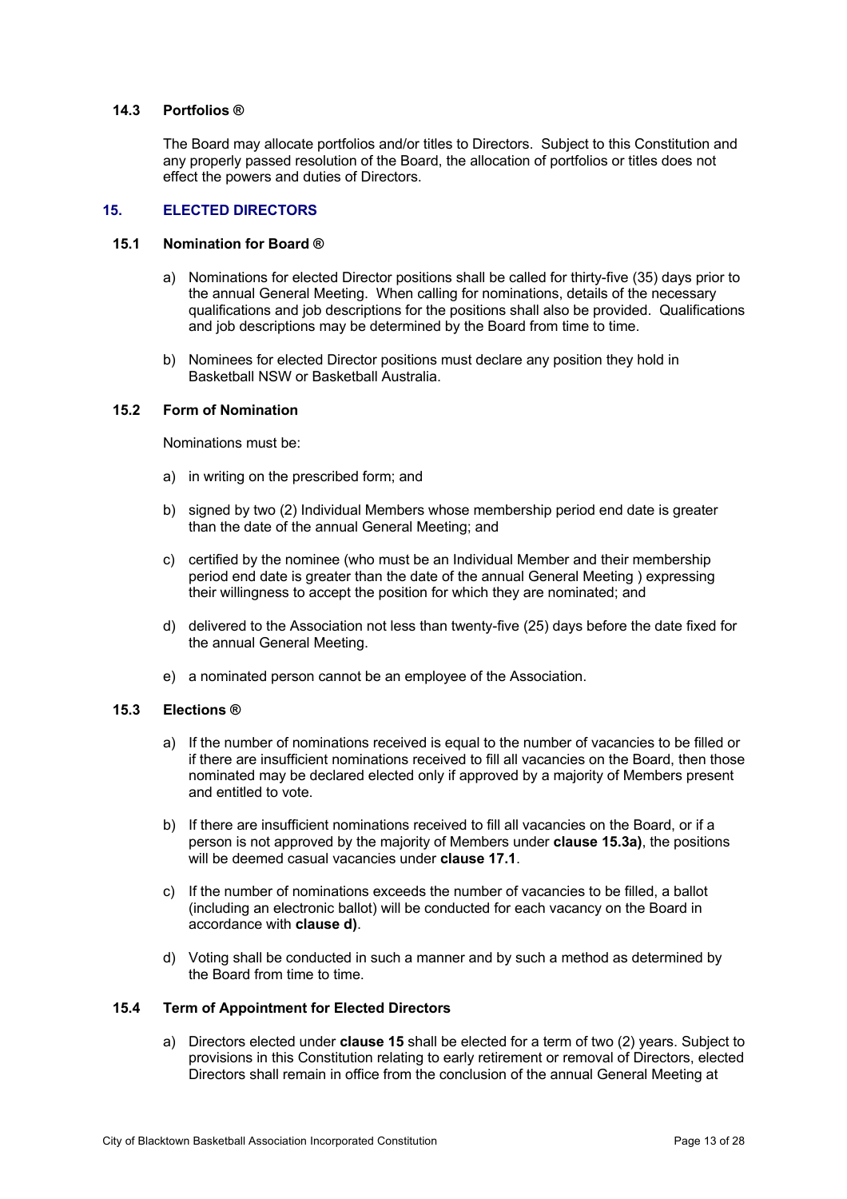### 14.3 Portfolios ®

The Board may allocate portfolios and/or titles to Directors. Subject to this Constitution and any properly passed resolution of the Board, the allocation of portfolios or titles does not effect the powers and duties of Directors.

## 15. ELECTED DIRECTORS

### 15.1 Nomination for Board ®

a) Nominations for elected Director positions shall be called for thirty-five (35) days prior to the annual General Meeting. When calling for nominations, details of the necessary qualifications and job descriptions for the positions shall also be provided. Qualifications and job descriptions may be determined by the Board from time to time.

b) Nominees for elected Director positions must declare any position they hold in Basketball NSW or Basketball Australia.

### 15.2 Form of Nomination

Nominations must be:

a) in writing on the prescribed form; and

b) signed by two (2) Individual Members whose membership period end date is greater than the date of the annual General Meeting; and

c) certified by the nominee (who must be an Individual Member and their membership period end date is greater than the date of the annual General Meeting ) expressing their willingness to accept the position for which they are nominated; and

d) delivered to the Association not less than twenty-five (25) days before the date fixed for the annual General Meeting.

e) a nominated person cannot be an employee of the Association.

### 15.3 Elections ®

a) If the number of nominations received is equal to the number of vacancies to be filled or if there are insufficient nominations received to fill all vacancies on the Board, then those nominated may be declared elected only if approved by a majority of Members present and entitled to vote.

b) If there are insufficient nominations received to fill all vacancies on the Board, or if a person is not approved by the majority of Members under **clause 15.3a)**, the positions will be deemed casual vacancies under **clause 17.1**.

c) If the number of nominations exceeds the number of vacancies to be filled, a ballot (including an electronic ballot) will be conducted for each vacancy on the Board in accordance with **clause d)**.

d) Voting shall be conducted in such a manner and by such a method as determined by the Board from time to time.

### 15.4 Term of Appointment for Elected Directors

a) Directors elected under **clause 15** shall be elected for a term of two (2) years. Subject to provisions in this Constitution relating to early retirement or removal of Directors, elected Directors shall remain in office from the conclusion of the annual General Meeting at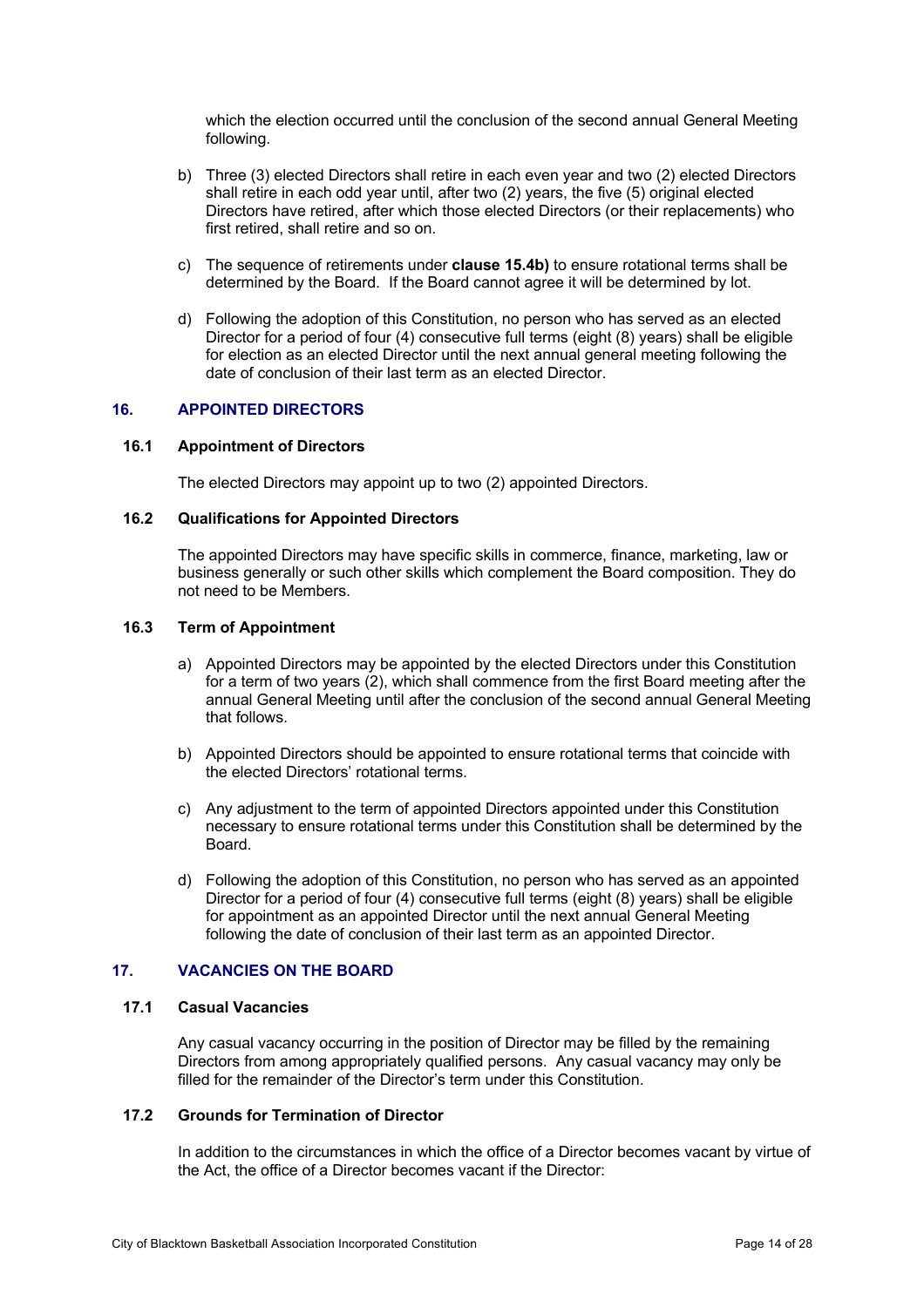which the election occurred until the conclusion of the second annual General Meeting following.

b) Three (3) elected Directors shall retire in each even year and two (2) elected Directors shall retire in each odd year until, after two (2) years, the five (5) original elected Directors have retired, after which those elected Directors (or their replacements) who first retired, shall retire and so on.

c) The sequence of retirements under **clause 15.4b)** to ensure rotational terms shall be determined by the Board. If the Board cannot agree it will be determined by lot.

d) Following the adoption of this Constitution, no person who has served as an elected Director for a period of four (4) consecutive full terms (eight (8) years) shall be eligible for election as an elected Director until the next annual general meeting following the date of conclusion of their last term as an elected Director.

## 16. APPOINTED DIRECTORS

### 16.1 Appointment of Directors

The elected Directors may appoint up to two (2) appointed Directors.

### 16.2 Qualifications for Appointed Directors

The appointed Directors may have specific skills in commerce, finance, marketing, law or business generally or such other skills which complement the Board composition. They do not need to be Members.

### 16.3 Term of Appointment

a) Appointed Directors may be appointed by the elected Directors under this Constitution for a term of two years (2), which shall commence from the first Board meeting after the annual General Meeting until after the conclusion of the second annual General Meeting that follows.

b) Appointed Directors should be appointed to ensure rotational terms that coincide with the elected Directors' rotational terms.

c) Any adjustment to the term of appointed Directors appointed under this Constitution necessary to ensure rotational terms under this Constitution shall be determined by the Board.

d) Following the adoption of this Constitution, no person who has served as an appointed Director for a period of four (4) consecutive full terms (eight (8) years) shall be eligible for appointment as an appointed Director until the next annual General Meeting following the date of conclusion of their last term as an appointed Director.

## 17. VACANCIES ON THE BOARD

### 17.1 Casual Vacancies

Any casual vacancy occurring in the position of Director may be filled by the remaining Directors from among appropriately qualified persons. Any casual vacancy may only be filled for the remainder of the Director's term under this Constitution.

### 17.2 Grounds for Termination of Director

In addition to the circumstances in which the office of a Director becomes vacant by virtue of the Act, the office of a Director becomes vacant if the Director: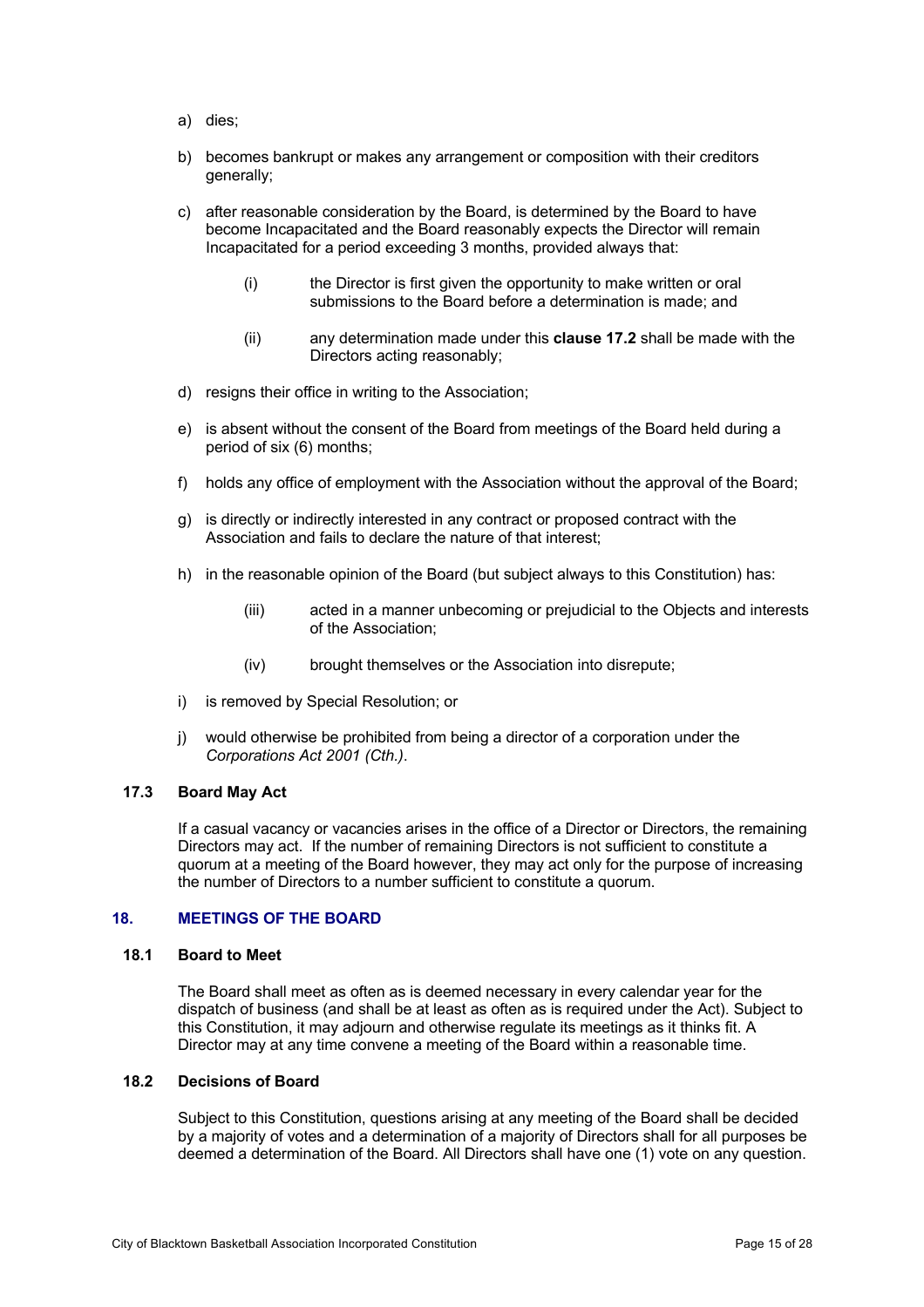a) dies;

b) becomes bankrupt or makes any arrangement or composition with their creditors generally;

c) after reasonable consideration by the Board, is determined by the Board to have become Incapacitated and the Board reasonably expects the Director will remain Incapacitated for a period exceeding 3 months, provided always that:

    (i) the Director is first given the opportunity to make written or oral submissions to the Board before a determination is made; and

    (ii) any determination made under this **clause 17.2** shall be made with the Directors acting reasonably;

d) resigns their office in writing to the Association;

e) is absent without the consent of the Board from meetings of the Board held during a period of six (6) months;

f) holds any office of employment with the Association without the approval of the Board;

g) is directly or indirectly interested in any contract or proposed contract with the Association and fails to declare the nature of that interest;

h) in the reasonable opinion of the Board (but subject always to this Constitution) has:

    (iii) acted in a manner unbecoming or prejudicial to the Objects and interests of the Association;

    (iv) brought themselves or the Association into disrepute;

i) is removed by Special Resolution; or

j) would otherwise be prohibited from being a director of a corporation under the *Corporations Act 2001 (Cth.)*.

### 17.3 Board May Act

If a casual vacancy or vacancies arises in the office of a Director or Directors, the remaining Directors may act. If the number of remaining Directors is not sufficient to constitute a quorum at a meeting of the Board however, they may act only for the purpose of increasing the number of Directors to a number sufficient to constitute a quorum.

## 18. MEETINGS OF THE BOARD

### 18.1 Board to Meet

The Board shall meet as often as is deemed necessary in every calendar year for the dispatch of business (and shall be at least as often as is required under the Act). Subject to this Constitution, it may adjourn and otherwise regulate its meetings as it thinks fit. A Director may at any time convene a meeting of the Board within a reasonable time.

### 18.2 Decisions of Board

Subject to this Constitution, questions arising at any meeting of the Board shall be decided by a majority of votes and a determination of a majority of Directors shall for all purposes be deemed a determination of the Board. All Directors shall have one (1) vote on any question.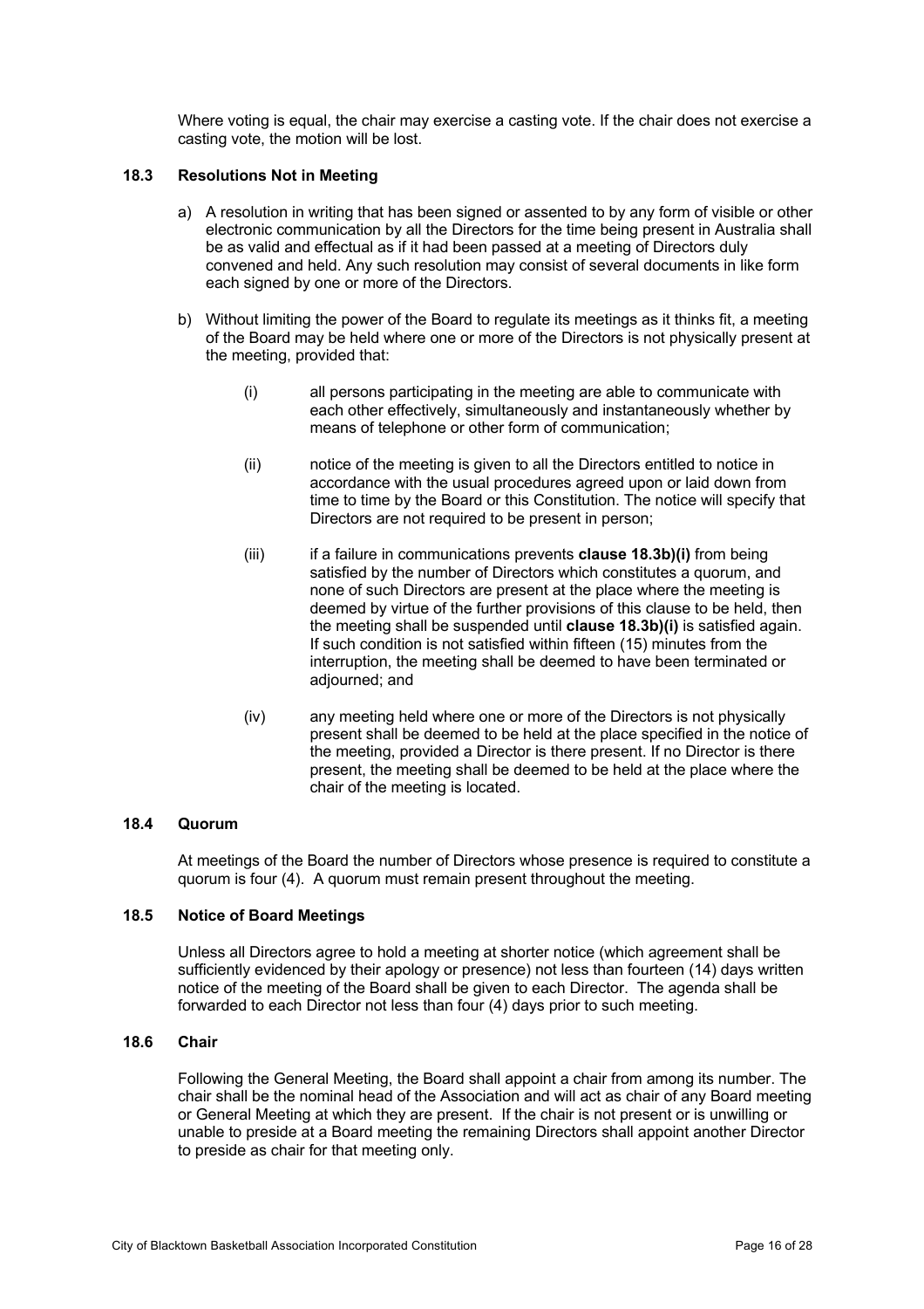Where voting is equal, the chair may exercise a casting vote. If the chair does not exercise a casting vote, the motion will be lost.

### 18.3 Resolutions Not in Meeting

a) A resolution in writing that has been signed or assented to by any form of visible or other electronic communication by all the Directors for the time being present in Australia shall be as valid and effectual as if it had been passed at a meeting of Directors duly convened and held. Any such resolution may consist of several documents in like form each signed by one or more of the Directors.

b) Without limiting the power of the Board to regulate its meetings as it thinks fit, a meeting of the Board may be held where one or more of the Directors is not physically present at the meeting, provided that:

   (i) all persons participating in the meeting are able to communicate with each other effectively, simultaneously and instantaneously whether by means of telephone or other form of communication;

   (ii) notice of the meeting is given to all the Directors entitled to notice in accordance with the usual procedures agreed upon or laid down from time to time by the Board or this Constitution. The notice will specify that Directors are not required to be present in person;

   (iii) if a failure in communications prevents **clause 18.3b)(i)** from being satisfied by the number of Directors which constitutes a quorum, and none of such Directors are present at the place where the meeting is deemed by virtue of the further provisions of this clause to be held, then the meeting shall be suspended until **clause 18.3b)(i)** is satisfied again. If such condition is not satisfied within fifteen (15) minutes from the interruption, the meeting shall be deemed to have been terminated or adjourned; and

   (iv) any meeting held where one or more of the Directors is not physically present shall be deemed to be held at the place specified in the notice of the meeting, provided a Director is there present. If no Director is there present, the meeting shall be deemed to be held at the place where the chair of the meeting is located.

### 18.4 Quorum

At meetings of the Board the number of Directors whose presence is required to constitute a quorum is four (4). A quorum must remain present throughout the meeting.

### 18.5 Notice of Board Meetings

Unless all Directors agree to hold a meeting at shorter notice (which agreement shall be sufficiently evidenced by their apology or presence) not less than fourteen (14) days written notice of the meeting of the Board shall be given to each Director. The agenda shall be forwarded to each Director not less than four (4) days prior to such meeting.

### 18.6 Chair

Following the General Meeting, the Board shall appoint a chair from among its number. The chair shall be the nominal head of the Association and will act as chair of any Board meeting or General Meeting at which they are present. If the chair is not present or is unwilling or unable to preside at a Board meeting the remaining Directors shall appoint another Director to preside as chair for that meeting only.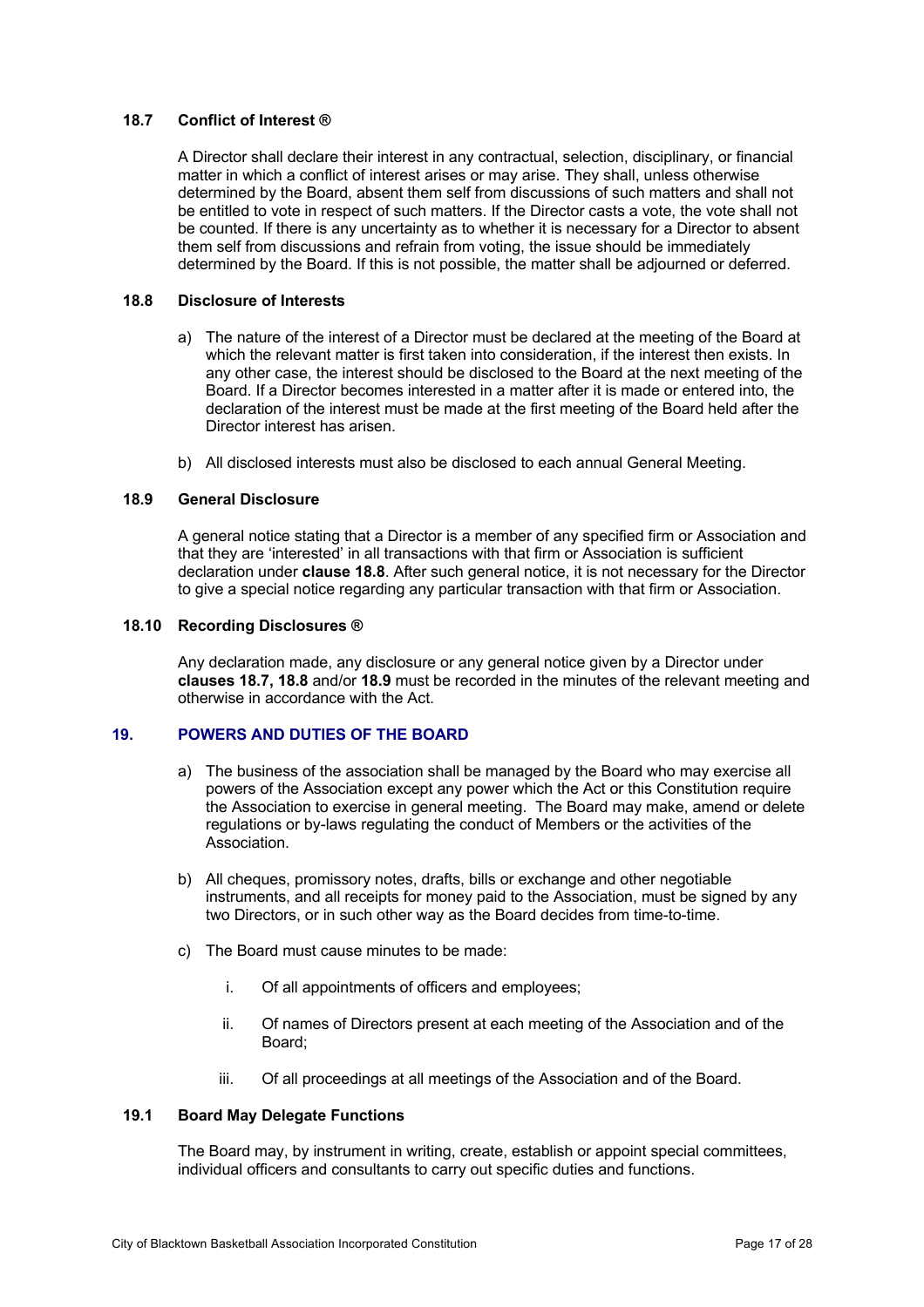### 18.7 Conflict of Interest ®

A Director shall declare their interest in any contractual, selection, disciplinary, or financial matter in which a conflict of interest arises or may arise. They shall, unless otherwise determined by the Board, absent them self from discussions of such matters and shall not be entitled to vote in respect of such matters. If the Director casts a vote, the vote shall not be counted. If there is any uncertainty as to whether it is necessary for a Director to absent them self from discussions and refrain from voting, the issue should be immediately determined by the Board. If this is not possible, the matter shall be adjourned or deferred.

### 18.8 Disclosure of Interests

a) The nature of the interest of a Director must be declared at the meeting of the Board at which the relevant matter is first taken into consideration, if the interest then exists. In any other case, the interest should be disclosed to the Board at the next meeting of the Board. If a Director becomes interested in a matter after it is made or entered into, the declaration of the interest must be made at the first meeting of the Board held after the Director interest has arisen.

b) All disclosed interests must also be disclosed to each annual General Meeting.

### 18.9 General Disclosure

A general notice stating that a Director is a member of any specified firm or Association and that they are 'interested' in all transactions with that firm or Association is sufficient declaration under **clause 18.8**. After such general notice, it is not necessary for the Director to give a special notice regarding any particular transaction with that firm or Association.

### 18.10 Recording Disclosures ®

Any declaration made, any disclosure or any general notice given by a Director under **clauses 18.7, 18.8** and/or **18.9** must be recorded in the minutes of the relevant meeting and otherwise in accordance with the Act.

## 19. POWERS AND DUTIES OF THE BOARD

a) The business of the association shall be managed by the Board who may exercise all powers of the Association except any power which the Act or this Constitution require the Association to exercise in general meeting. The Board may make, amend or delete regulations or by-laws regulating the conduct of Members or the activities of the Association.

b) All cheques, promissory notes, drafts, bills or exchange and other negotiable instruments, and all receipts for money paid to the Association, must be signed by any two Directors, or in such other way as the Board decides from time-to-time.

c) The Board must cause minutes to be made:

   i. Of all appointments of officers and employees;

   ii. Of names of Directors present at each meeting of the Association and of the Board;

   iii. Of all proceedings at all meetings of the Association and of the Board.

### 19.1 Board May Delegate Functions

The Board may, by instrument in writing, create, establish or appoint special committees, individual officers and consultants to carry out specific duties and functions.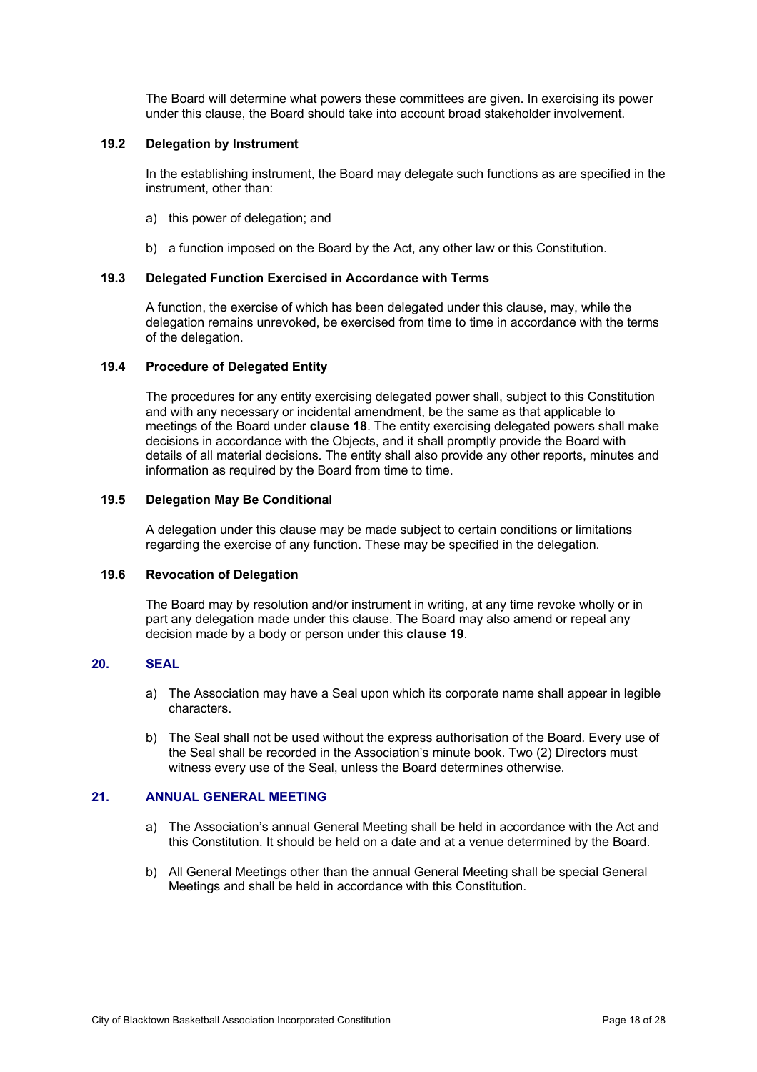The Board will determine what powers these committees are given. In exercising its power under this clause, the Board should take into account broad stakeholder involvement.

### 19.2 Delegation by Instrument

In the establishing instrument, the Board may delegate such functions as are specified in the instrument, other than:

a) this power of delegation; and

b) a function imposed on the Board by the Act, any other law or this Constitution.

### 19.3 Delegated Function Exercised in Accordance with Terms

A function, the exercise of which has been delegated under this clause, may, while the delegation remains unrevoked, be exercised from time to time in accordance with the terms of the delegation.

### 19.4 Procedure of Delegated Entity

The procedures for any entity exercising delegated power shall, subject to this Constitution and with any necessary or incidental amendment, be the same as that applicable to meetings of the Board under **clause 18**. The entity exercising delegated powers shall make decisions in accordance with the Objects, and it shall promptly provide the Board with details of all material decisions. The entity shall also provide any other reports, minutes and information as required by the Board from time to time.

### 19.5 Delegation May Be Conditional

A delegation under this clause may be made subject to certain conditions or limitations regarding the exercise of any function. These may be specified in the delegation.

### 19.6 Revocation of Delegation

The Board may by resolution and/or instrument in writing, at any time revoke wholly or in part any delegation made under this clause. The Board may also amend or repeal any decision made by a body or person under this **clause 19**.

## 20. SEAL

a) The Association may have a Seal upon which its corporate name shall appear in legible characters.

b) The Seal shall not be used without the express authorisation of the Board. Every use of the Seal shall be recorded in the Association's minute book. Two (2) Directors must witness every use of the Seal, unless the Board determines otherwise.

## 21. ANNUAL GENERAL MEETING

a) The Association's annual General Meeting shall be held in accordance with the Act and this Constitution. It should be held on a date and at a venue determined by the Board.

b) All General Meetings other than the annual General Meeting shall be special General Meetings and shall be held in accordance with this Constitution.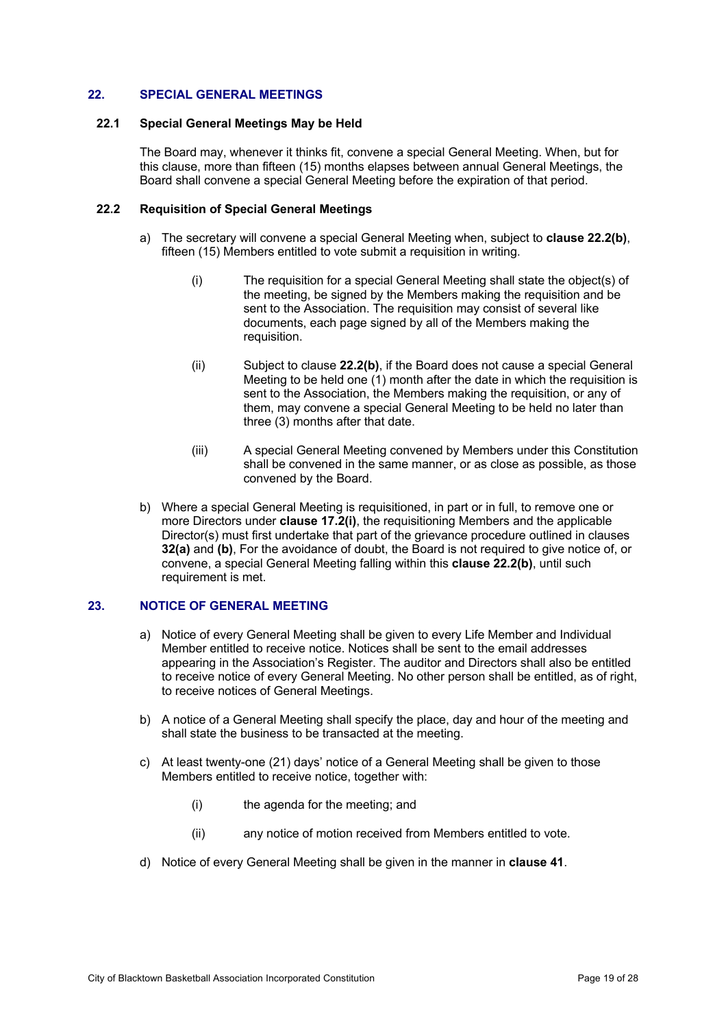## 22. SPECIAL GENERAL MEETINGS

### 22.1 Special General Meetings May be Held

The Board may, whenever it thinks fit, convene a special General Meeting. When, but for this clause, more than fifteen (15) months elapses between annual General Meetings, the Board shall convene a special General Meeting before the expiration of that period.

### 22.2 Requisition of Special General Meetings

a) The secretary will convene a special General Meeting when, subject to **clause 22.2(b)**, fifteen (15) Members entitled to vote submit a requisition in writing.

   (i) The requisition for a special General Meeting shall state the object(s) of the meeting, be signed by the Members making the requisition and be sent to the Association. The requisition may consist of several like documents, each page signed by all of the Members making the requisition.

   (ii) Subject to clause **22.2(b)**, if the Board does not cause a special General Meeting to be held one (1) month after the date in which the requisition is sent to the Association, the Members making the requisition, or any of them, may convene a special General Meeting to be held no later than three (3) months after that date.

   (iii) A special General Meeting convened by Members under this Constitution shall be convened in the same manner, or as close as possible, as those convened by the Board.

b) Where a special General Meeting is requisitioned, in part or in full, to remove one or more Directors under **clause 17.2(i)**, the requisitioning Members and the applicable Director(s) must first undertake that part of the grievance procedure outlined in clauses **32(a)** and **(b)**, For the avoidance of doubt, the Board is not required to give notice of, or convene, a special General Meeting falling within this **clause 22.2(b)**, until such requirement is met.

## 23. NOTICE OF GENERAL MEETING

a) Notice of every General Meeting shall be given to every Life Member and Individual Member entitled to receive notice. Notices shall be sent to the email addresses appearing in the Association's Register. The auditor and Directors shall also be entitled to receive notice of every General Meeting. No other person shall be entitled, as of right, to receive notices of General Meetings.

b) A notice of a General Meeting shall specify the place, day and hour of the meeting and shall state the business to be transacted at the meeting.

c) At least twenty-one (21) days' notice of a General Meeting shall be given to those Members entitled to receive notice, together with:

   (i) the agenda for the meeting; and

   (ii) any notice of motion received from Members entitled to vote.

d) Notice of every General Meeting shall be given in the manner in **clause 41**.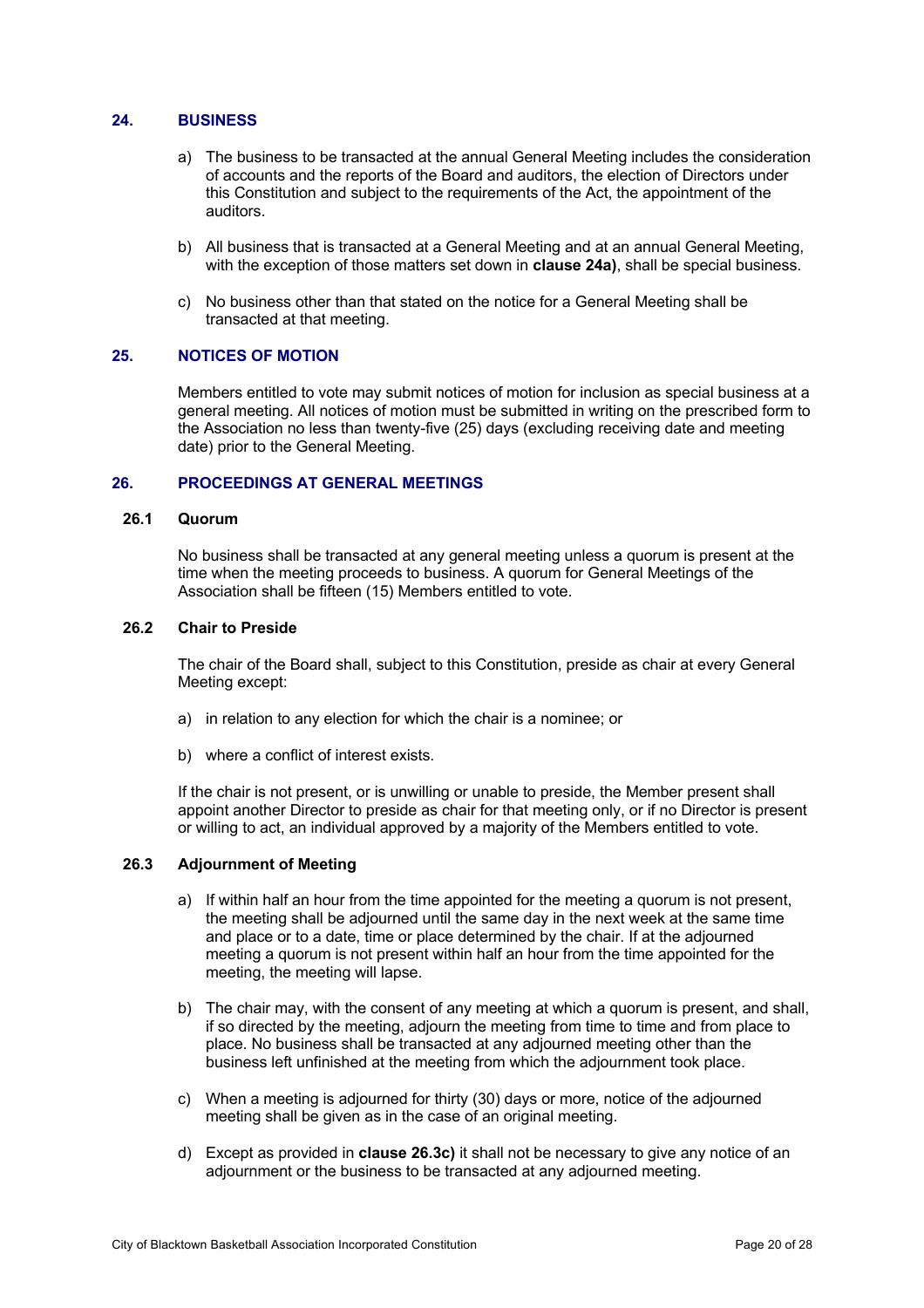## 24. BUSINESS

a) The business to be transacted at the annual General Meeting includes the consideration of accounts and the reports of the Board and auditors, the election of Directors under this Constitution and subject to the requirements of the Act, the appointment of the auditors.

b) All business that is transacted at a General Meeting and at an annual General Meeting, with the exception of those matters set down in **clause 24a)**, shall be special business.

c) No business other than that stated on the notice for a General Meeting shall be transacted at that meeting.

## 25. NOTICES OF MOTION

Members entitled to vote may submit notices of motion for inclusion as special business at a general meeting. All notices of motion must be submitted in writing on the prescribed form to the Association no less than twenty-five (25) days (excluding receiving date and meeting date) prior to the General Meeting.

## 26. PROCEEDINGS AT GENERAL MEETINGS

### 26.1 Quorum

No business shall be transacted at any general meeting unless a quorum is present at the time when the meeting proceeds to business. A quorum for General Meetings of the Association shall be fifteen (15) Members entitled to vote.

### 26.2 Chair to Preside

The chair of the Board shall, subject to this Constitution, preside as chair at every General Meeting except:

a) in relation to any election for which the chair is a nominee; or

b) where a conflict of interest exists.

If the chair is not present, or is unwilling or unable to preside, the Member present shall appoint another Director to preside as chair for that meeting only, or if no Director is present or willing to act, an individual approved by a majority of the Members entitled to vote.

### 26.3 Adjournment of Meeting

a) If within half an hour from the time appointed for the meeting a quorum is not present, the meeting shall be adjourned until the same day in the next week at the same time and place or to a date, time or place determined by the chair. If at the adjourned meeting a quorum is not present within half an hour from the time appointed for the meeting, the meeting will lapse.

b) The chair may, with the consent of any meeting at which a quorum is present, and shall, if so directed by the meeting, adjourn the meeting from time to time and from place to place. No business shall be transacted at any adjourned meeting other than the business left unfinished at the meeting from which the adjournment took place.

c) When a meeting is adjourned for thirty (30) days or more, notice of the adjourned meeting shall be given as in the case of an original meeting.

d) Except as provided in **clause 26.3c)** it shall not be necessary to give any notice of an adjournment or the business to be transacted at any adjourned meeting.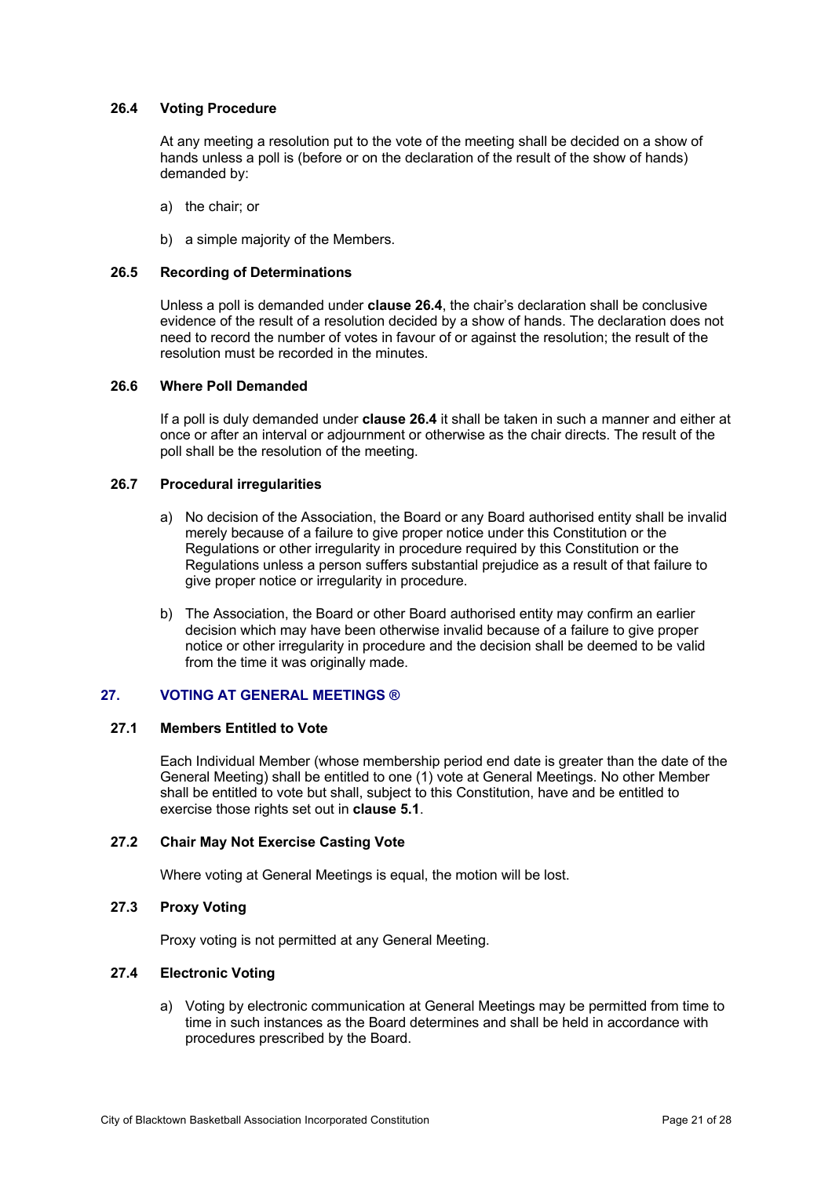### 26.4 Voting Procedure

At any meeting a resolution put to the vote of the meeting shall be decided on a show of hands unless a poll is (before or on the declaration of the result of the show of hands) demanded by:

a) the chair; or

b) a simple majority of the Members.

### 26.5 Recording of Determinations

Unless a poll is demanded under **clause 26.4**, the chair's declaration shall be conclusive evidence of the result of a resolution decided by a show of hands. The declaration does not need to record the number of votes in favour of or against the resolution; the result of the resolution must be recorded in the minutes.

### 26.6 Where Poll Demanded

If a poll is duly demanded under **clause 26.4** it shall be taken in such a manner and either at once or after an interval or adjournment or otherwise as the chair directs. The result of the poll shall be the resolution of the meeting.

### 26.7 Procedural irregularities

a) No decision of the Association, the Board or any Board authorised entity shall be invalid merely because of a failure to give proper notice under this Constitution or the Regulations or other irregularity in procedure required by this Constitution or the Regulations unless a person suffers substantial prejudice as a result of that failure to give proper notice or irregularity in procedure.

b) The Association, the Board or other Board authorised entity may confirm an earlier decision which may have been otherwise invalid because of a failure to give proper notice or other irregularity in procedure and the decision shall be deemed to be valid from the time it was originally made.

## 27. VOTING AT GENERAL MEETINGS ®

### 27.1 Members Entitled to Vote

Each Individual Member (whose membership period end date is greater than the date of the General Meeting) shall be entitled to one (1) vote at General Meetings. No other Member shall be entitled to vote but shall, subject to this Constitution, have and be entitled to exercise those rights set out in **clause 5.1**.

### 27.2 Chair May Not Exercise Casting Vote

Where voting at General Meetings is equal, the motion will be lost.

### 27.3 Proxy Voting

Proxy voting is not permitted at any General Meeting.

### 27.4 Electronic Voting

a) Voting by electronic communication at General Meetings may be permitted from time to time in such instances as the Board determines and shall be held in accordance with procedures prescribed by the Board.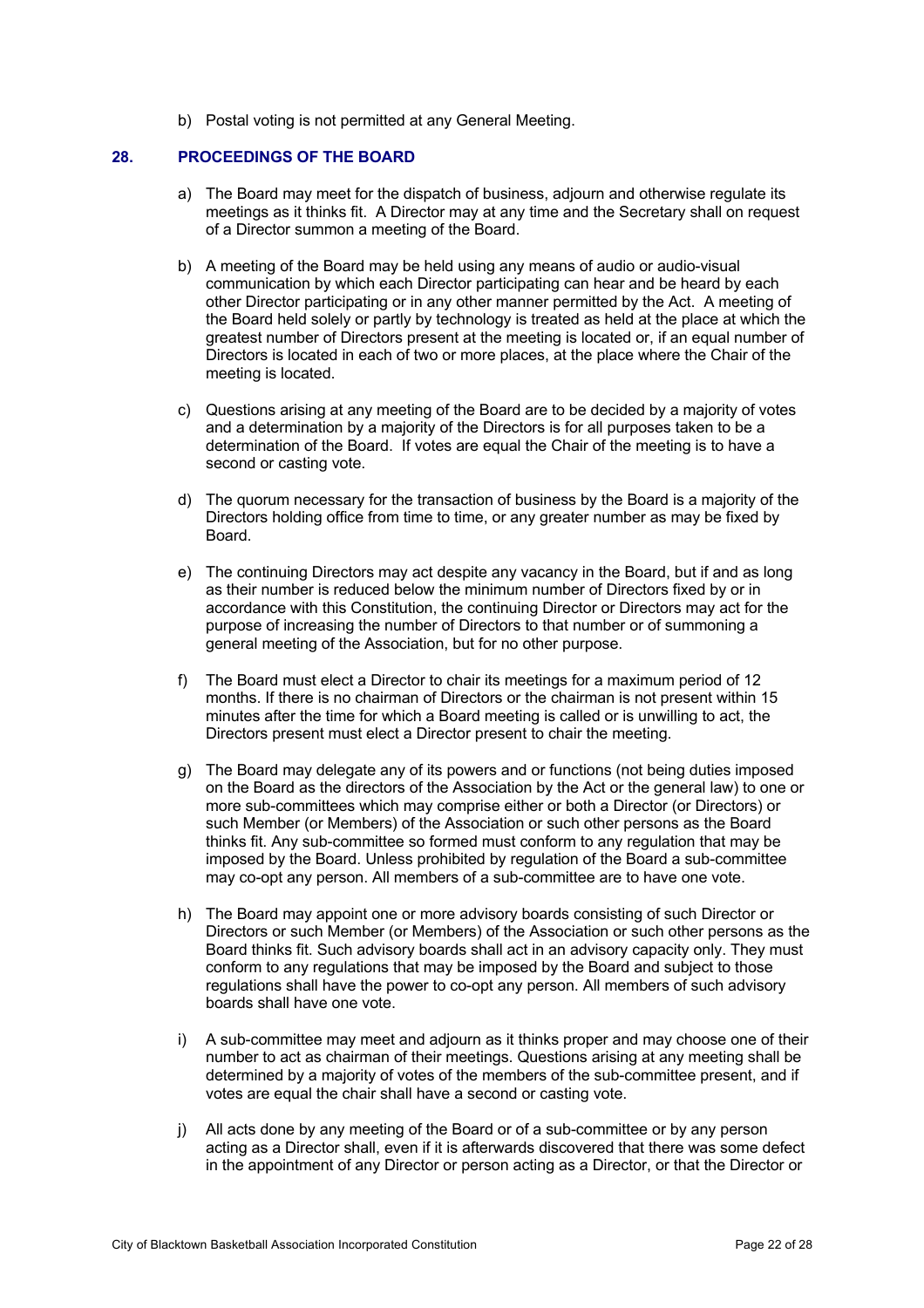b) Postal voting is not permitted at any General Meeting.

## 28. PROCEEDINGS OF THE BOARD

a) The Board may meet for the dispatch of business, adjourn and otherwise regulate its meetings as it thinks fit. A Director may at any time and the Secretary shall on request of a Director summon a meeting of the Board.

b) A meeting of the Board may be held using any means of audio or audio-visual communication by which each Director participating can hear and be heard by each other Director participating or in any other manner permitted by the Act. A meeting of the Board held solely or partly by technology is treated as held at the place at which the greatest number of Directors present at the meeting is located or, if an equal number of Directors is located in each of two or more places, at the place where the Chair of the meeting is located.

c) Questions arising at any meeting of the Board are to be decided by a majority of votes and a determination by a majority of the Directors is for all purposes taken to be a determination of the Board. If votes are equal the Chair of the meeting is to have a second or casting vote.

d) The quorum necessary for the transaction of business by the Board is a majority of the Directors holding office from time to time, or any greater number as may be fixed by Board.

e) The continuing Directors may act despite any vacancy in the Board, but if and as long as their number is reduced below the minimum number of Directors fixed by or in accordance with this Constitution, the continuing Director or Directors may act for the purpose of increasing the number of Directors to that number or of summoning a general meeting of the Association, but for no other purpose.

f) The Board must elect a Director to chair its meetings for a maximum period of 12 months. If there is no chairman of Directors or the chairman is not present within 15 minutes after the time for which a Board meeting is called or is unwilling to act, the Directors present must elect a Director present to chair the meeting.

g) The Board may delegate any of its powers and or functions (not being duties imposed on the Board as the directors of the Association by the Act or the general law) to one or more sub-committees which may comprise either or both a Director (or Directors) or such Member (or Members) of the Association or such other persons as the Board thinks fit. Any sub-committee so formed must conform to any regulation that may be imposed by the Board. Unless prohibited by regulation of the Board a sub-committee may co-opt any person. All members of a sub-committee are to have one vote.

h) The Board may appoint one or more advisory boards consisting of such Director or Directors or such Member (or Members) of the Association or such other persons as the Board thinks fit. Such advisory boards shall act in an advisory capacity only. They must conform to any regulations that may be imposed by the Board and subject to those regulations shall have the power to co-opt any person. All members of such advisory boards shall have one vote.

i) A sub-committee may meet and adjourn as it thinks proper and may choose one of their number to act as chairman of their meetings. Questions arising at any meeting shall be determined by a majority of votes of the members of the sub-committee present, and if votes are equal the chair shall have a second or casting vote.

j) All acts done by any meeting of the Board or of a sub-committee or by any person acting as a Director shall, even if it is afterwards discovered that there was some defect in the appointment of any Director or person acting as a Director, or that the Director or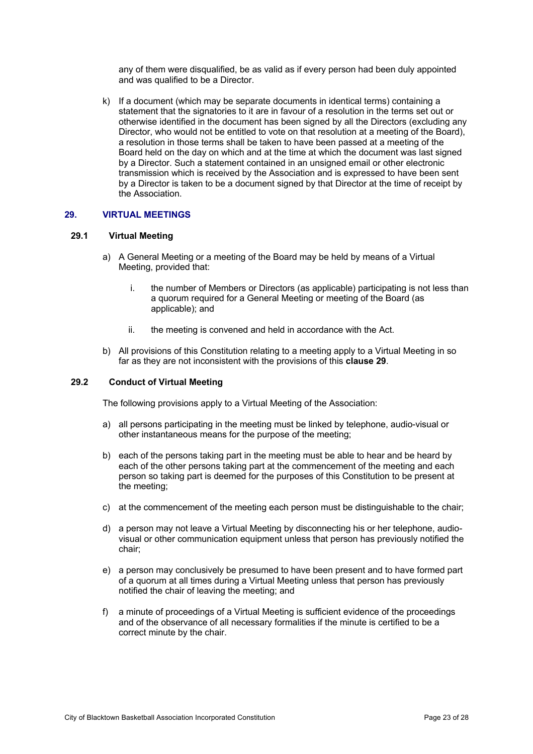any of them were disqualified, be as valid as if every person had been duly appointed and was qualified to be a Director.

k) If a document (which may be separate documents in identical terms) containing a statement that the signatories to it are in favour of a resolution in the terms set out or otherwise identified in the document has been signed by all the Directors (excluding any Director, who would not be entitled to vote on that resolution at a meeting of the Board), a resolution in those terms shall be taken to have been passed at a meeting of the Board held on the day on which and at the time at which the document was last signed by a Director. Such a statement contained in an unsigned email or other electronic transmission which is received by the Association and is expressed to have been sent by a Director is taken to be a document signed by that Director at the time of receipt by the Association.

## 29. VIRTUAL MEETINGS

### 29.1 Virtual Meeting

a) A General Meeting or a meeting of the Board may be held by means of a Virtual Meeting, provided that:

   i. the number of Members or Directors (as applicable) participating is not less than a quorum required for a General Meeting or meeting of the Board (as applicable); and

   ii. the meeting is convened and held in accordance with the Act.

b) All provisions of this Constitution relating to a meeting apply to a Virtual Meeting in so far as they are not inconsistent with the provisions of this **clause 29**.

### 29.2 Conduct of Virtual Meeting

The following provisions apply to a Virtual Meeting of the Association:

a) all persons participating in the meeting must be linked by telephone, audio-visual or other instantaneous means for the purpose of the meeting;

b) each of the persons taking part in the meeting must be able to hear and be heard by each of the other persons taking part at the commencement of the meeting and each person so taking part is deemed for the purposes of this Constitution to be present at the meeting;

c) at the commencement of the meeting each person must be distinguishable to the chair;

d) a person may not leave a Virtual Meeting by disconnecting his or her telephone, audio-visual or other communication equipment unless that person has previously notified the chair;

e) a person may conclusively be presumed to have been present and to have formed part of a quorum at all times during a Virtual Meeting unless that person has previously notified the chair of leaving the meeting; and

f) a minute of proceedings of a Virtual Meeting is sufficient evidence of the proceedings and of the observance of all necessary formalities if the minute is certified to be a correct minute by the chair.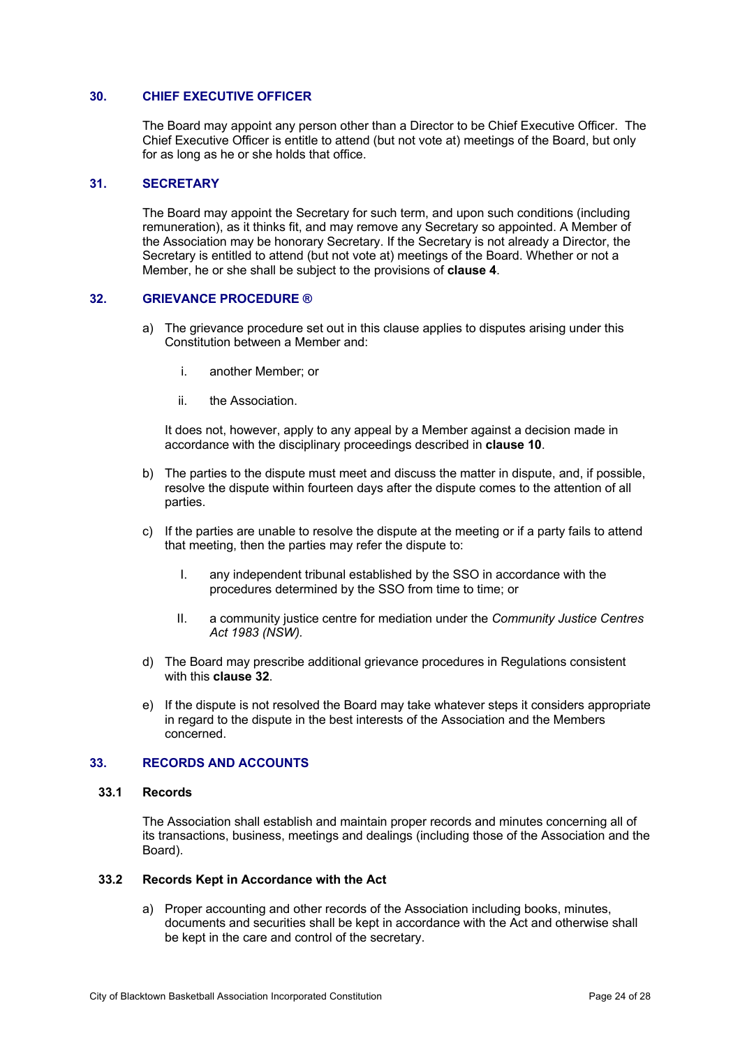## 30. CHIEF EXECUTIVE OFFICER

The Board may appoint any person other than a Director to be Chief Executive Officer. The Chief Executive Officer is entitle to attend (but not vote at) meetings of the Board, but only for as long as he or she holds that office.

## 31. SECRETARY

The Board may appoint the Secretary for such term, and upon such conditions (including remuneration), as it thinks fit, and may remove any Secretary so appointed. A Member of the Association may be honorary Secretary. If the Secretary is not already a Director, the Secretary is entitled to attend (but not vote at) meetings of the Board. Whether or not a Member, he or she shall be subject to the provisions of **clause 4**.

## 32. GRIEVANCE PROCEDURE ®

a) The grievance procedure set out in this clause applies to disputes arising under this Constitution between a Member and:

   i. another Member; or

   ii. the Association.

   It does not, however, apply to any appeal by a Member against a decision made in accordance with the disciplinary proceedings described in **clause 10**.

b) The parties to the dispute must meet and discuss the matter in dispute, and, if possible, resolve the dispute within fourteen days after the dispute comes to the attention of all parties.

c) If the parties are unable to resolve the dispute at the meeting or if a party fails to attend that meeting, then the parties may refer the dispute to:

   I. any independent tribunal established by the SSO in accordance with the procedures determined by the SSO from time to time; or

   II. a community justice centre for mediation under the *Community Justice Centres Act 1983 (NSW).*

d) The Board may prescribe additional grievance procedures in Regulations consistent with this **clause 32**.

e) If the dispute is not resolved the Board may take whatever steps it considers appropriate in regard to the dispute in the best interests of the Association and the Members concerned.

## 33. RECORDS AND ACCOUNTS

### 33.1 Records

The Association shall establish and maintain proper records and minutes concerning all of its transactions, business, meetings and dealings (including those of the Association and the Board).

### 33.2 Records Kept in Accordance with the Act

a) Proper accounting and other records of the Association including books, minutes, documents and securities shall be kept in accordance with the Act and otherwise shall be kept in the care and control of the secretary.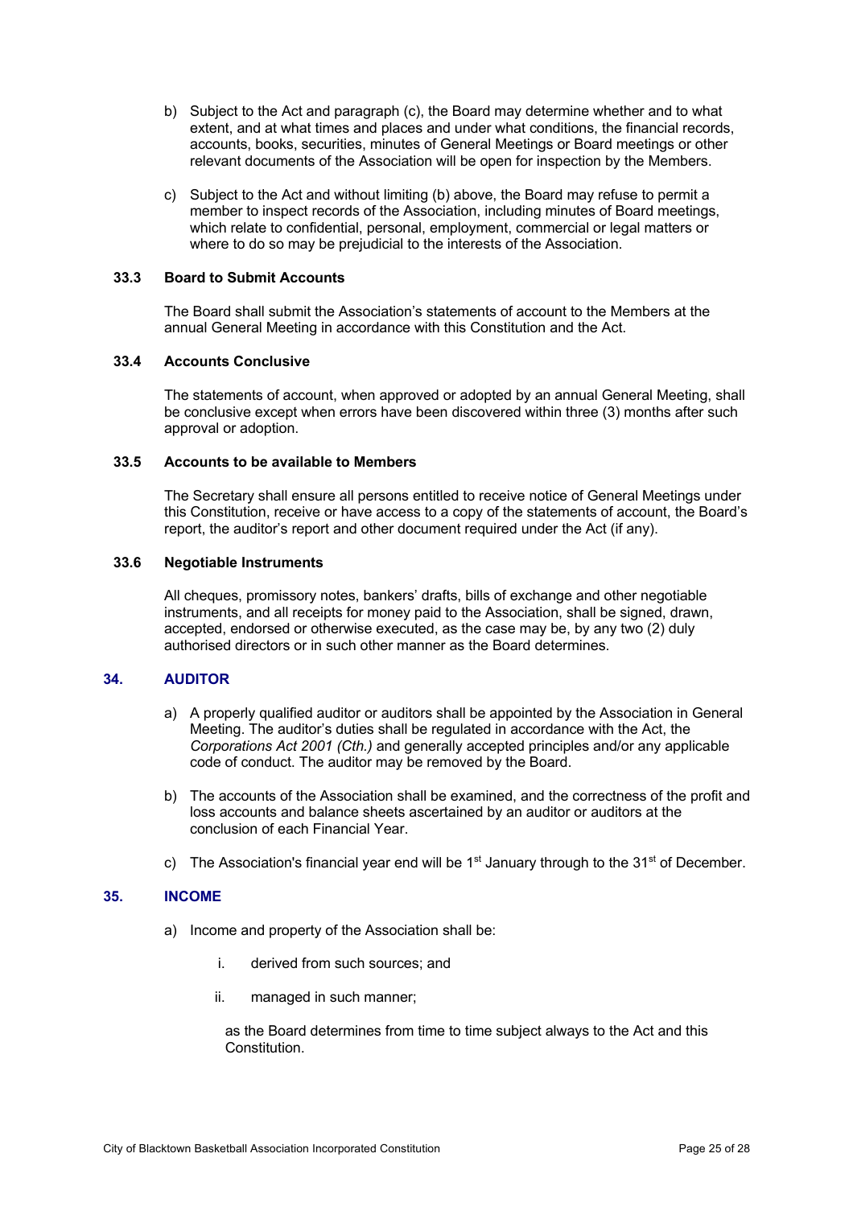b) Subject to the Act and paragraph (c), the Board may determine whether and to what extent, and at what times and places and under what conditions, the financial records, accounts, books, securities, minutes of General Meetings or Board meetings or other relevant documents of the Association will be open for inspection by the Members.

c) Subject to the Act and without limiting (b) above, the Board may refuse to permit a member to inspect records of the Association, including minutes of Board meetings, which relate to confidential, personal, employment, commercial or legal matters or where to do so may be prejudicial to the interests of the Association.

### 33.3 Board to Submit Accounts

The Board shall submit the Association's statements of account to the Members at the annual General Meeting in accordance with this Constitution and the Act.

### 33.4 Accounts Conclusive

The statements of account, when approved or adopted by an annual General Meeting, shall be conclusive except when errors have been discovered within three (3) months after such approval or adoption.

### 33.5 Accounts to be available to Members

The Secretary shall ensure all persons entitled to receive notice of General Meetings under this Constitution, receive or have access to a copy of the statements of account, the Board's report, the auditor's report and other document required under the Act (if any).

### 33.6 Negotiable Instruments

All cheques, promissory notes, bankers' drafts, bills of exchange and other negotiable instruments, and all receipts for money paid to the Association, shall be signed, drawn, accepted, endorsed or otherwise executed, as the case may be, by any two (2) duly authorised directors or in such other manner as the Board determines.

## 34. AUDITOR

a) A properly qualified auditor or auditors shall be appointed by the Association in General Meeting. The auditor's duties shall be regulated in accordance with the Act, the *Corporations Act 2001 (Cth.)* and generally accepted principles and/or any applicable code of conduct. The auditor may be removed by the Board.

b) The accounts of the Association shall be examined, and the correctness of the profit and loss accounts and balance sheets ascertained by an auditor or auditors at the conclusion of each Financial Year.

c) The Association's financial year end will be 1st January through to the 31st of December.

## 35. INCOME

a) Income and property of the Association shall be:

   i. derived from such sources; and

   ii. managed in such manner;

   as the Board determines from time to time subject always to the Act and this Constitution.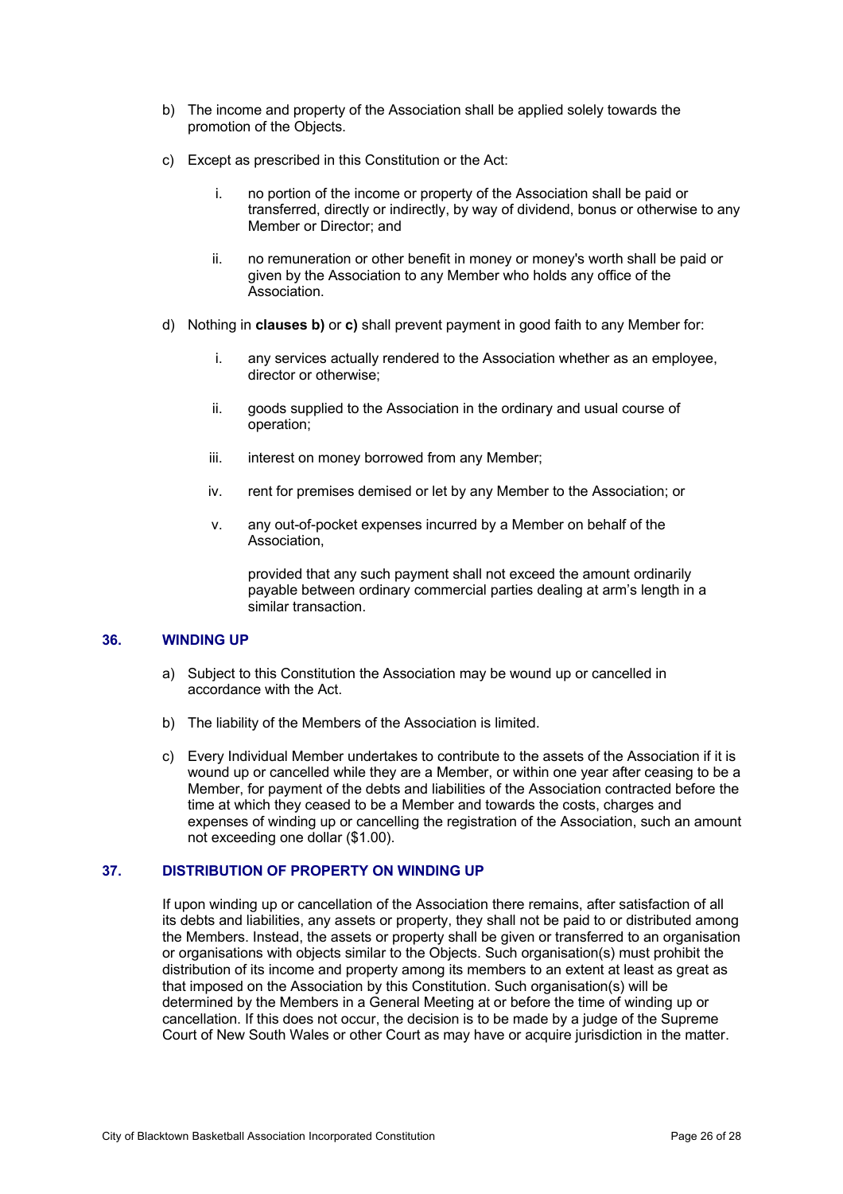b) The income and property of the Association shall be applied solely towards the promotion of the Objects.

c) Except as prescribed in this Constitution or the Act:

   i. no portion of the income or property of the Association shall be paid or transferred, directly or indirectly, by way of dividend, bonus or otherwise to any Member or Director; and

   ii. no remuneration or other benefit in money or money's worth shall be paid or given by the Association to any Member who holds any office of the Association.

d) Nothing in **clauses b)** or **c)** shall prevent payment in good faith to any Member for:

   i. any services actually rendered to the Association whether as an employee, director or otherwise;

   ii. goods supplied to the Association in the ordinary and usual course of operation;

   iii. interest on money borrowed from any Member;

   iv. rent for premises demised or let by any Member to the Association; or

   v. any out-of-pocket expenses incurred by a Member on behalf of the Association,

   provided that any such payment shall not exceed the amount ordinarily payable between ordinary commercial parties dealing at arm's length in a similar transaction.

## 36. WINDING UP

a) Subject to this Constitution the Association may be wound up or cancelled in accordance with the Act.

b) The liability of the Members of the Association is limited.

c) Every Individual Member undertakes to contribute to the assets of the Association if it is wound up or cancelled while they are a Member, or within one year after ceasing to be a Member, for payment of the debts and liabilities of the Association contracted before the time at which they ceased to be a Member and towards the costs, charges and expenses of winding up or cancelling the registration of the Association, such an amount not exceeding one dollar ($1.00).

## 37. DISTRIBUTION OF PROPERTY ON WINDING UP

If upon winding up or cancellation of the Association there remains, after satisfaction of all its debts and liabilities, any assets or property, they shall not be paid to or distributed among the Members. Instead, the assets or property shall be given or transferred to an organisation or organisations with objects similar to the Objects. Such organisation(s) must prohibit the distribution of its income and property among its members to an extent at least as great as that imposed on the Association by this Constitution. Such organisation(s) will be determined by the Members in a General Meeting at or before the time of winding up or cancellation. If this does not occur, the decision is to be made by a judge of the Supreme Court of New South Wales or other Court as may have or acquire jurisdiction in the matter.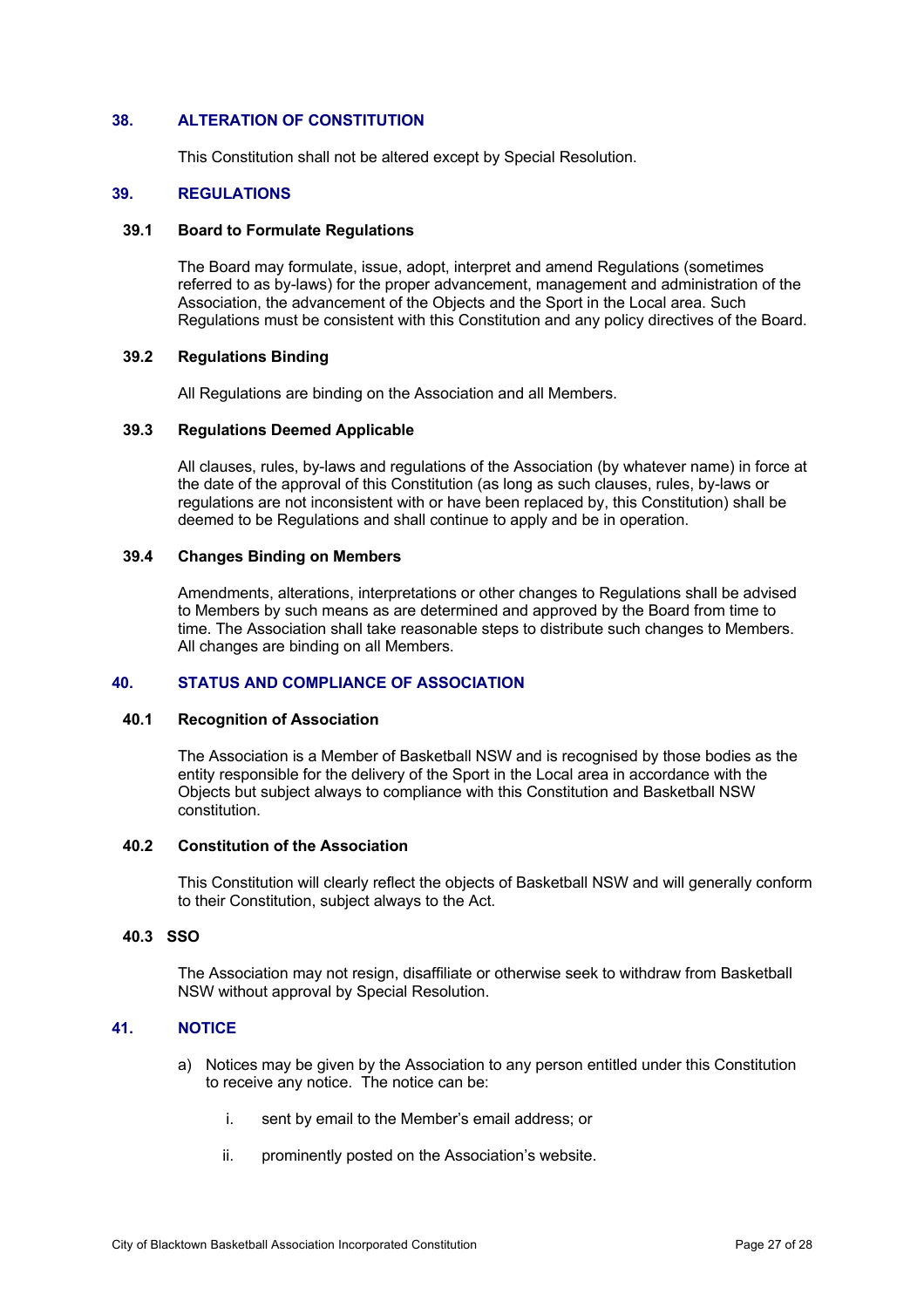## 38. ALTERATION OF CONSTITUTION

This Constitution shall not be altered except by Special Resolution.

## 39. REGULATIONS

### 39.1 Board to Formulate Regulations

The Board may formulate, issue, adopt, interpret and amend Regulations (sometimes referred to as by-laws) for the proper advancement, management and administration of the Association, the advancement of the Objects and the Sport in the Local area. Such Regulations must be consistent with this Constitution and any policy directives of the Board.

### 39.2 Regulations Binding

All Regulations are binding on the Association and all Members.

### 39.3 Regulations Deemed Applicable

All clauses, rules, by-laws and regulations of the Association (by whatever name) in force at the date of the approval of this Constitution (as long as such clauses, rules, by-laws or regulations are not inconsistent with or have been replaced by, this Constitution) shall be deemed to be Regulations and shall continue to apply and be in operation.

### 39.4 Changes Binding on Members

Amendments, alterations, interpretations or other changes to Regulations shall be advised to Members by such means as are determined and approved by the Board from time to time. The Association shall take reasonable steps to distribute such changes to Members. All changes are binding on all Members.

## 40. STATUS AND COMPLIANCE OF ASSOCIATION

### 40.1 Recognition of Association

The Association is a Member of Basketball NSW and is recognised by those bodies as the entity responsible for the delivery of the Sport in the Local area in accordance with the Objects but subject always to compliance with this Constitution and Basketball NSW constitution.

### 40.2 Constitution of the Association

This Constitution will clearly reflect the objects of Basketball NSW and will generally conform to their Constitution, subject always to the Act.

### 40.3 SSO

The Association may not resign, disaffiliate or otherwise seek to withdraw from Basketball NSW without approval by Special Resolution.

## 41. NOTICE

a) Notices may be given by the Association to any person entitled under this Constitution to receive any notice. The notice can be:

   i. sent by email to the Member's email address; or

   ii. prominently posted on the Association's website.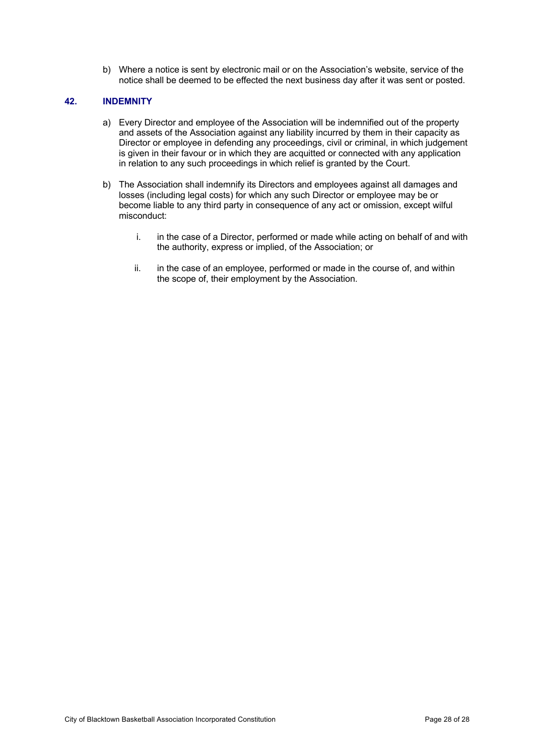b) Where a notice is sent by electronic mail or on the Association's website, service of the notice shall be deemed to be effected the next business day after it was sent or posted.

## 42. INDEMNITY

a) Every Director and employee of the Association will be indemnified out of the property and assets of the Association against any liability incurred by them in their capacity as Director or employee in defending any proceedings, civil or criminal, in which judgement is given in their favour or in which they are acquitted or connected with any application in relation to any such proceedings in which relief is granted by the Court.

b) The Association shall indemnify its Directors and employees against all damages and losses (including legal costs) for which any such Director or employee may be or become liable to any third party in consequence of any act or omission, except wilful misconduct:

   i. in the case of a Director, performed or made while acting on behalf of and with the authority, express or implied, of the Association; or

   ii. in the case of an employee, performed or made in the course of, and within the scope of, their employment by the Association.